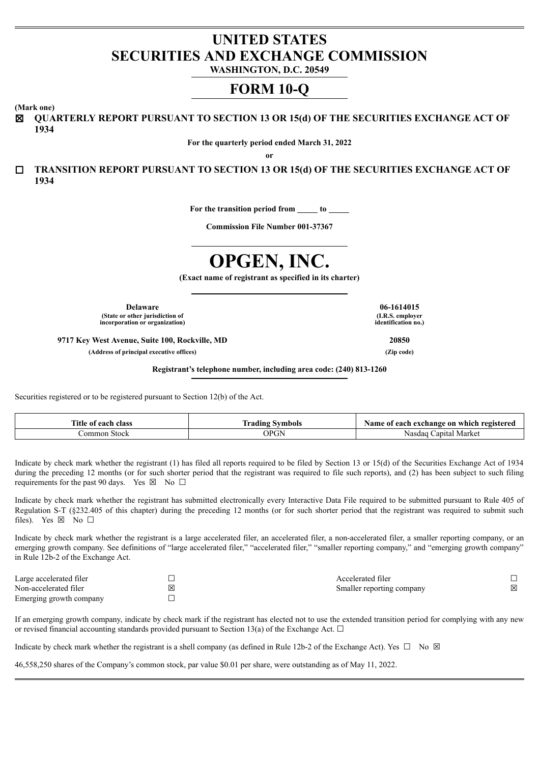# UNITED STATES
# SECURITIES AND EXCHANGE COMMISSION

**WASHINGTON, D.C. 20549**

## FORM 10-Q

**(Mark one)**

☒ **QUARTERLY REPORT PURSUANT TO SECTION 13 OR 15(d) OF THE SECURITIES EXCHANGE ACT OF 1934**

**For the quarterly period ended March 31, 2022**

**or**

☐ **TRANSITION REPORT PURSUANT TO SECTION 13 OR 15(d) OF THE SECURITIES EXCHANGE ACT OF 1934**

**For the transition period from _____ to _____**

**Commission File Number 001-37367**

# OPGEN, INC.

**(Exact name of registrant as specified in its charter)**

| | |
|---|---|
| **Delaware** | **06-1614015** |
| **(State or other jurisdiction of incorporation or organization)** | **(I.R.S. employer identification no.)** |
| **9717 Key West Avenue, Suite 100, Rockville, MD** | **20850** |
| **(Address of principal executive offices)** | **(Zip code)** |

**Registrant's telephone number, including area code: (240) 813-1260**

Securities registered or to be registered pursuant to Section 12(b) of the Act.

| Title of each class | Trading Symbols | Name of each exchange on which registered |
|---|---|---|
| Common Stock | OPGN | Nasdaq Capital Market |

Indicate by check mark whether the registrant (1) has filed all reports required to be filed by Section 13 or 15(d) of the Securities Exchange Act of 1934 during the preceding 12 months (or for such shorter period that the registrant was required to file such reports), and (2) has been subject to such filing requirements for the past 90 days. Yes ☒ No ☐

Indicate by check mark whether the registrant has submitted electronically every Interactive Data File required to be submitted pursuant to Rule 405 of Regulation S-T (§232.405 of this chapter) during the preceding 12 months (or for such shorter period that the registrant was required to submit such files). Yes ☒ No ☐

Indicate by check mark whether the registrant is a large accelerated filer, an accelerated filer, a non-accelerated filer, a smaller reporting company, or an emerging growth company. See definitions of "large accelerated filer," "accelerated filer," "smaller reporting company," and "emerging growth company" in Rule 12b-2 of the Exchange Act.

| | | | |
|---|---|---|---|
| Large accelerated filer | ☐ | Accelerated filer | ☐ |
| Non-accelerated filer | ☒ | Smaller reporting company | ☒ |
| Emerging growth company | ☐ | | |

If an emerging growth company, indicate by check mark if the registrant has elected not to use the extended transition period for complying with any new or revised financial accounting standards provided pursuant to Section 13(a) of the Exchange Act. ☐

Indicate by check mark whether the registrant is a shell company (as defined in Rule 12b-2 of the Exchange Act). Yes ☐ No ☒

46,558,250 shares of the Company's common stock, par value $0.01 per share, were outstanding as of May 11, 2022.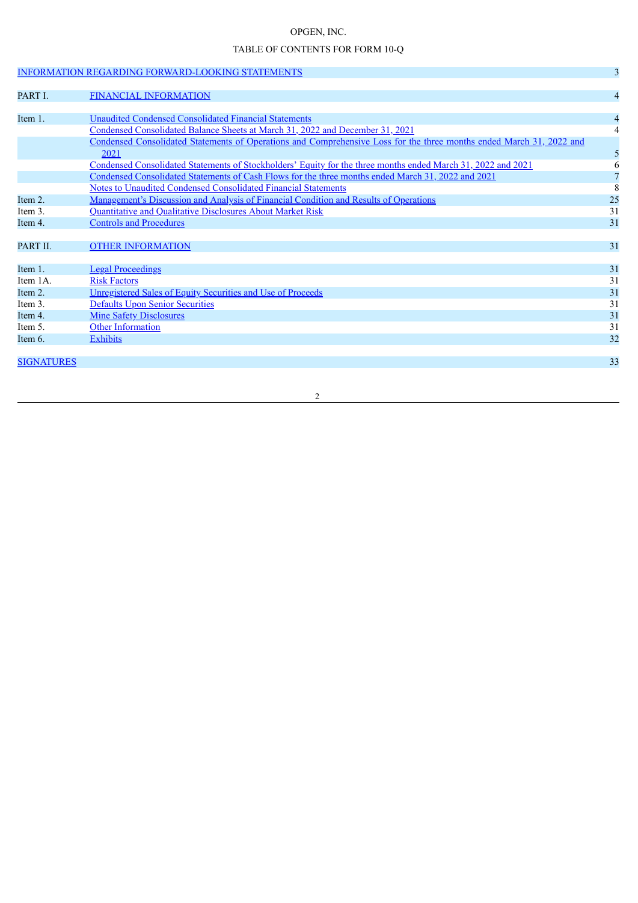OPGEN, INC.

TABLE OF CONTENTS FOR FORM 10-Q

| | | |
|---|---|---|
| INFORMATION REGARDING FORWARD-LOOKING STATEMENTS | | 3 |
| | | |
| PART I. | FINANCIAL INFORMATION | 4 |
| | | |
| Item 1. | Unaudited Condensed Consolidated Financial Statements | 4 |
| | Condensed Consolidated Balance Sheets at March 31, 2022 and December 31, 2021 | 4 |
| | Condensed Consolidated Statements of Operations and Comprehensive Loss for the three months ended March 31, 2022 and 2021 | 5 |
| | Condensed Consolidated Statements of Stockholders' Equity for the three months ended March 31, 2022 and 2021 | 6 |
| | Condensed Consolidated Statements of Cash Flows for the three months ended March 31, 2022 and 2021 | 7 |
| | Notes to Unaudited Condensed Consolidated Financial Statements | 8 |
| Item 2. | Management's Discussion and Analysis of Financial Condition and Results of Operations | 25 |
| Item 3. | Quantitative and Qualitative Disclosures About Market Risk | 31 |
| Item 4. | Controls and Procedures | 31 |
| | | |
| PART II. | OTHER INFORMATION | 31 |
| | | |
| Item 1. | Legal Proceedings | 31 |
| Item 1A. | Risk Factors | 31 |
| Item 2. | Unregistered Sales of Equity Securities and Use of Proceeds | 31 |
| Item 3. | Defaults Upon Senior Securities | 31 |
| Item 4. | Mine Safety Disclosures | 31 |
| Item 5. | Other Information | 31 |
| Item 6. | Exhibits | 32 |
| | | |
| SIGNATURES | | 33 |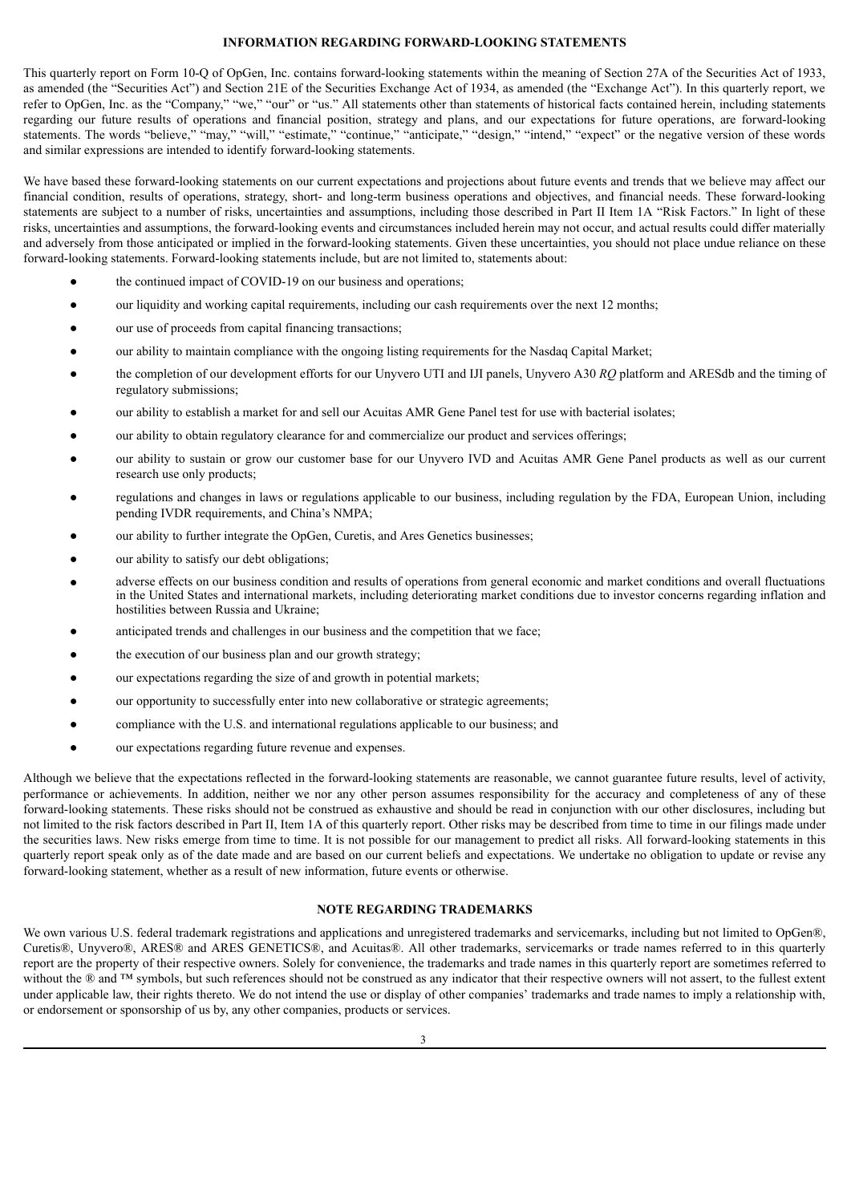## INFORMATION REGARDING FORWARD-LOOKING STATEMENTS

This quarterly report on Form 10-Q of OpGen, Inc. contains forward-looking statements within the meaning of Section 27A of the Securities Act of 1933, as amended (the "Securities Act") and Section 21E of the Securities Exchange Act of 1934, as amended (the "Exchange Act"). In this quarterly report, we refer to OpGen, Inc. as the "Company," "we," "our" or "us." All statements other than statements of historical facts contained herein, including statements regarding our future results of operations and financial position, strategy and plans, and our expectations for future operations, are forward-looking statements. The words "believe," "may," "will," "estimate," "continue," "anticipate," "design," "intend," "expect" or the negative version of these words and similar expressions are intended to identify forward-looking statements.

We have based these forward-looking statements on our current expectations and projections about future events and trends that we believe may affect our financial condition, results of operations, strategy, short- and long-term business operations and objectives, and financial needs. These forward-looking statements are subject to a number of risks, uncertainties and assumptions, including those described in Part II Item 1A "Risk Factors." In light of these risks, uncertainties and assumptions, the forward-looking events and circumstances included herein may not occur, and actual results could differ materially and adversely from those anticipated or implied in the forward-looking statements. Given these uncertainties, you should not place undue reliance on these forward-looking statements. Forward-looking statements include, but are not limited to, statements about:

- the continued impact of COVID-19 on our business and operations;
- our liquidity and working capital requirements, including our cash requirements over the next 12 months;
- our use of proceeds from capital financing transactions;
- our ability to maintain compliance with the ongoing listing requirements for the Nasdaq Capital Market;
- the completion of our development efforts for our Unyvero UTI and IJI panels, Unyvero A30 *RQ* platform and ARESdb and the timing of regulatory submissions;
- our ability to establish a market for and sell our Acuitas AMR Gene Panel test for use with bacterial isolates;
- our ability to obtain regulatory clearance for and commercialize our product and services offerings;
- our ability to sustain or grow our customer base for our Unyvero IVD and Acuitas AMR Gene Panel products as well as our current research use only products;
- regulations and changes in laws or regulations applicable to our business, including regulation by the FDA, European Union, including pending IVDR requirements, and China's NMPA;
- our ability to further integrate the OpGen, Curetis, and Ares Genetics businesses;
- our ability to satisfy our debt obligations;
- adverse effects on our business condition and results of operations from general economic and market conditions and overall fluctuations in the United States and international markets, including deteriorating market conditions due to investor concerns regarding inflation and hostilities between Russia and Ukraine;
- anticipated trends and challenges in our business and the competition that we face;
- the execution of our business plan and our growth strategy;
- our expectations regarding the size of and growth in potential markets;
- our opportunity to successfully enter into new collaborative or strategic agreements;
- compliance with the U.S. and international regulations applicable to our business; and
- our expectations regarding future revenue and expenses.

Although we believe that the expectations reflected in the forward-looking statements are reasonable, we cannot guarantee future results, level of activity, performance or achievements. In addition, neither we nor any other person assumes responsibility for the accuracy and completeness of any of these forward-looking statements. These risks should not be construed as exhaustive and should be read in conjunction with our other disclosures, including but not limited to the risk factors described in Part II, Item 1A of this quarterly report. Other risks may be described from time to time in our filings made under the securities laws. New risks emerge from time to time. It is not possible for our management to predict all risks. All forward-looking statements in this quarterly report speak only as of the date made and are based on our current beliefs and expectations. We undertake no obligation to update or revise any forward-looking statement, whether as a result of new information, future events or otherwise.

## NOTE REGARDING TRADEMARKS

We own various U.S. federal trademark registrations and applications and unregistered trademarks and servicemarks, including but not limited to OpGen®, Curetis®, Unyvero®, ARES® and ARES GENETICS®, and Acuitas®. All other trademarks, servicemarks or trade names referred to in this quarterly report are the property of their respective owners. Solely for convenience, the trademarks and trade names in this quarterly report are sometimes referred to without the ® and ™ symbols, but such references should not be construed as any indicator that their respective owners will not assert, to the fullest extent under applicable law, their rights thereto. We do not intend the use or display of other companies' trademarks and trade names to imply a relationship with, or endorsement or sponsorship of us by, any other companies, products or services.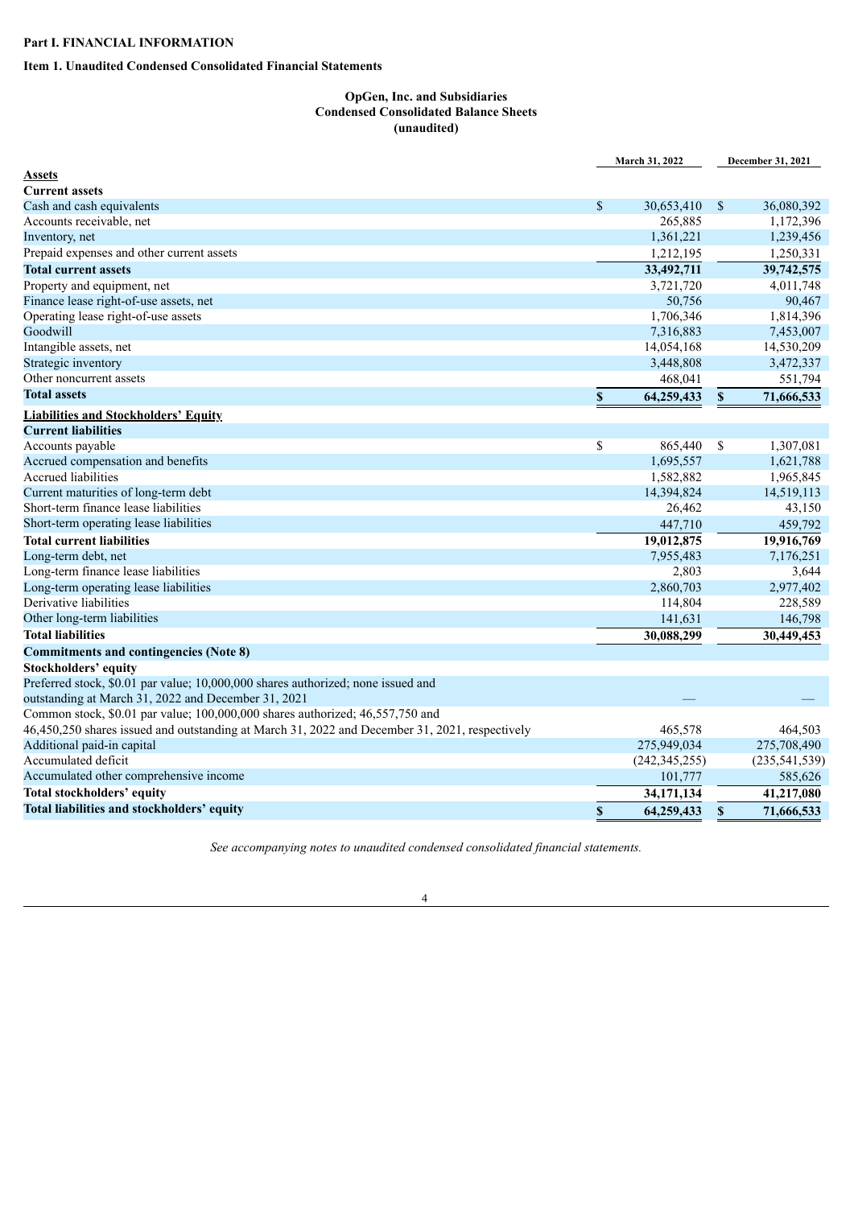## Part I. FINANCIAL INFORMATION

### Item 1. Unaudited Condensed Consolidated Financial Statements

**OpGen, Inc. and Subsidiaries**
**Condensed Consolidated Balance Sheets**
**(unaudited)**

| | March 31, 2022 | December 31, 2021 |
|---|---|---|
| **Assets** | | |
| **Current assets** | | |
| Cash and cash equivalents | $ 30,653,410 | $ 36,080,392 |
| Accounts receivable, net | 265,885 | 1,172,396 |
| Inventory, net | 1,361,221 | 1,239,456 |
| Prepaid expenses and other current assets | 1,212,195 | 1,250,331 |
| **Total current assets** | **33,492,711** | **39,742,575** |
| Property and equipment, net | 3,721,720 | 4,011,748 |
| Finance lease right-of-use assets, net | 50,756 | 90,467 |
| Operating lease right-of-use assets | 1,706,346 | 1,814,396 |
| Goodwill | 7,316,883 | 7,453,007 |
| Intangible assets, net | 14,054,168 | 14,530,209 |
| Strategic inventory | 3,448,808 | 3,472,337 |
| Other noncurrent assets | 468,041 | 551,794 |
| **Total assets** | **$ 64,259,433** | **$ 71,666,533** |
| **Liabilities and Stockholders' Equity** | | |
| **Current liabilities** | | |
| Accounts payable | $ 865,440 | $ 1,307,081 |
| Accrued compensation and benefits | 1,695,557 | 1,621,788 |
| Accrued liabilities | 1,582,882 | 1,965,845 |
| Current maturities of long-term debt | 14,394,824 | 14,519,113 |
| Short-term finance lease liabilities | 26,462 | 43,150 |
| Short-term operating lease liabilities | 447,710 | 459,792 |
| **Total current liabilities** | **19,012,875** | **19,916,769** |
| Long-term debt, net | 7,955,483 | 7,176,251 |
| Long-term finance lease liabilities | 2,803 | 3,644 |
| Long-term operating lease liabilities | 2,860,703 | 2,977,402 |
| Derivative liabilities | 114,804 | 228,589 |
| Other long-term liabilities | 141,631 | 146,798 |
| **Total liabilities** | **30,088,299** | **30,449,453** |
| **Commitments and contingencies (Note 8)** | | |
| **Stockholders' equity** | | |
| Preferred stock, $0.01 par value; 10,000,000 shares authorized; none issued and outstanding at March 31, 2022 and December 31, 2021 | — | — |
| Common stock, $0.01 par value; 100,000,000 shares authorized; 46,557,750 and 46,450,250 shares issued and outstanding at March 31, 2022 and December 31, 2021, respectively | 465,578 | 464,503 |
| Additional paid-in capital | 275,949,034 | 275,708,490 |
| Accumulated deficit | (242,345,255) | (235,541,539) |
| Accumulated other comprehensive income | 101,777 | 585,626 |
| **Total stockholders' equity** | **34,171,134** | **41,217,080** |
| **Total liabilities and stockholders' equity** | **$ 64,259,433** | **$ 71,666,533** |

*See accompanying notes to unaudited condensed consolidated financial statements.*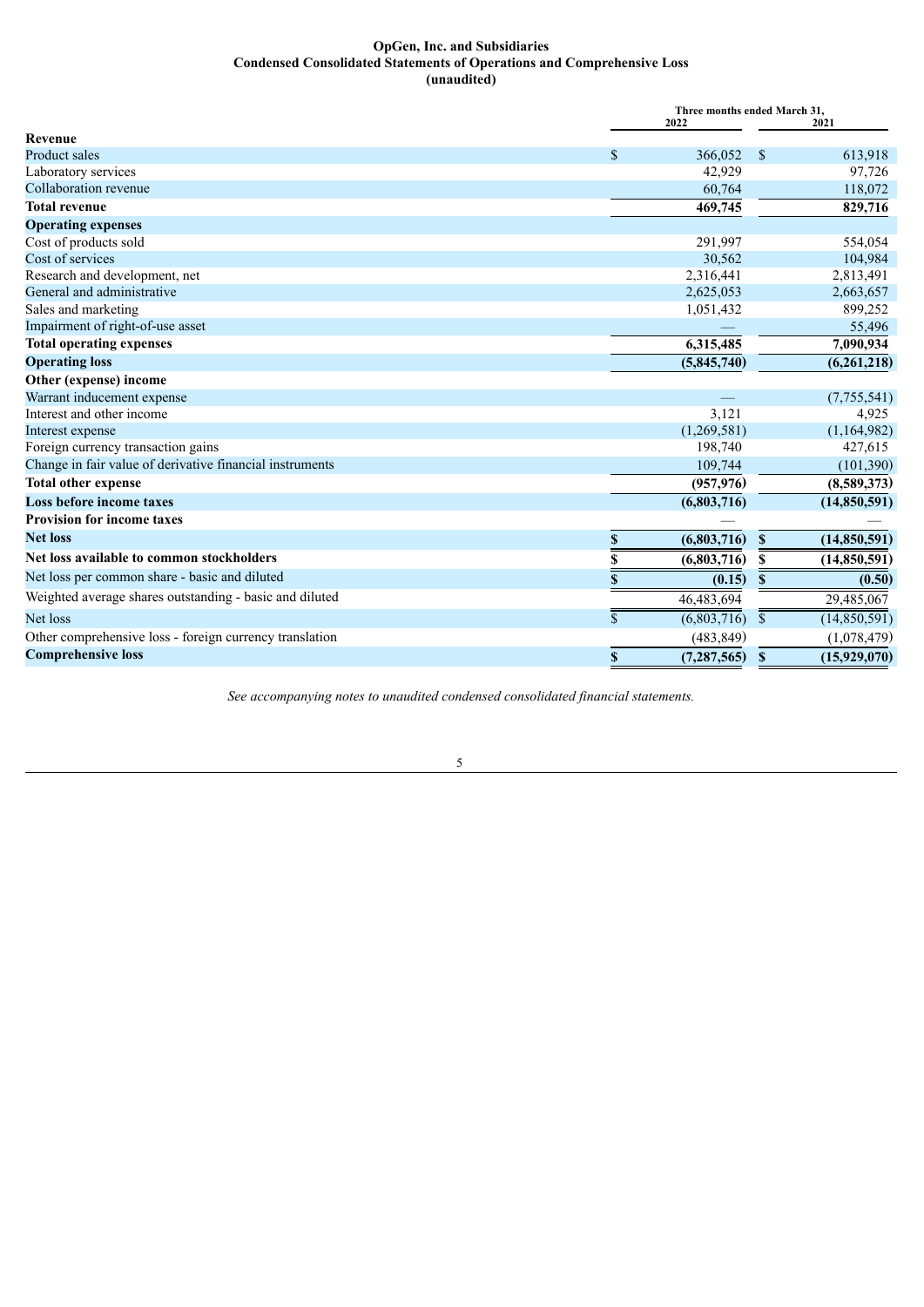**OpGen, Inc. and Subsidiaries**
**Condensed Consolidated Statements of Operations and Comprehensive Loss**
**(unaudited)**

| | Three months ended March 31, | |
|---|---|---|
| | 2022 | 2021 |
| **Revenue** | | |
| Product sales | $ 366,052 | $ 613,918 |
| Laboratory services | 42,929 | 97,726 |
| Collaboration revenue | 60,764 | 118,072 |
| **Total revenue** | **469,745** | **829,716** |
| **Operating expenses** | | |
| Cost of products sold | 291,997 | 554,054 |
| Cost of services | 30,562 | 104,984 |
| Research and development, net | 2,316,441 | 2,813,491 |
| General and administrative | 2,625,053 | 2,663,657 |
| Sales and marketing | 1,051,432 | 899,252 |
| Impairment of right-of-use asset | — | 55,496 |
| **Total operating expenses** | **6,315,485** | **7,090,934** |
| **Operating loss** | **(5,845,740)** | **(6,261,218)** |
| **Other (expense) income** | | |
| Warrant inducement expense | — | (7,755,541) |
| Interest and other income | 3,121 | 4,925 |
| Interest expense | (1,269,581) | (1,164,982) |
| Foreign currency transaction gains | 198,740 | 427,615 |
| Change in fair value of derivative financial instruments | 109,744 | (101,390) |
| **Total other expense** | **(957,976)** | **(8,589,373)** |
| **Loss before income taxes** | **(6,803,716)** | **(14,850,591)** |
| **Provision for income taxes** | — | — |
| **Net loss** | **$ (6,803,716)** | **$ (14,850,591)** |
| **Net loss available to common stockholders** | **$ (6,803,716)** | **$ (14,850,591)** |
| Net loss per common share - basic and diluted | **$ (0.15)** | **$ (0.50)** |
| Weighted average shares outstanding - basic and diluted | 46,483,694 | 29,485,067 |
| Net loss | $ (6,803,716) | $ (14,850,591) |
| Other comprehensive loss - foreign currency translation | (483,849) | (1,078,479) |
| **Comprehensive loss** | **$ (7,287,565)** | **$ (15,929,070)** |

*See accompanying notes to unaudited condensed consolidated financial statements.*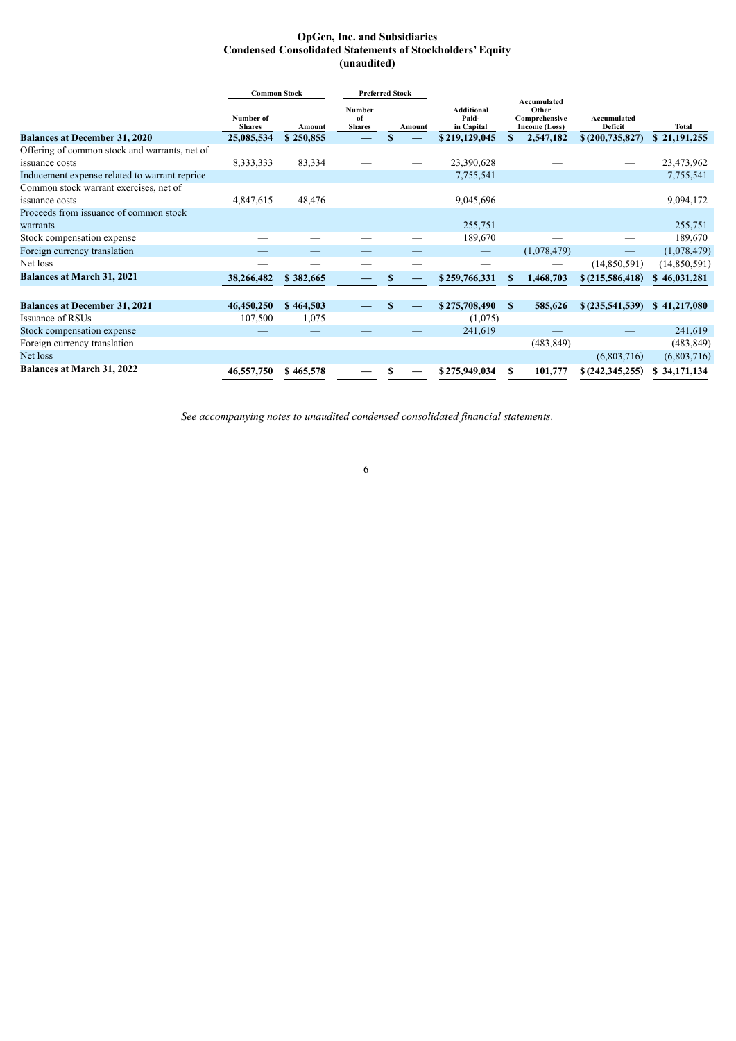# OpGen, Inc. and Subsidiaries
## Condensed Consolidated Statements of Stockholders' Equity
### (unaudited)

| | Common Stock | | Preferred Stock | | | | | |
|---|---|---|---|---|---|---|---|---|
| | Number of Shares | Amount | Number of Shares | Amount | Additional Paid-in Capital | Accumulated Other Comprehensive Income (Loss) | Accumulated Deficit | Total |
| **Balances at December 31, 2020** | **25,085,534** | **$ 250,855** | **—** | **$ —** | **$ 219,129,045** | **$ 2,547,182** | **$ (200,735,827)** | **$ 21,191,255** |
| Offering of common stock and warrants, net of issuance costs | 8,333,333 | 83,334 | — | — | 23,390,628 | — | — | 23,473,962 |
| Inducement expense related to warrant reprice | — | — | — | — | 7,755,541 | — | — | 7,755,541 |
| Common stock warrant exercises, net of issuance costs | 4,847,615 | 48,476 | — | — | 9,045,696 | — | — | 9,094,172 |
| Proceeds from issuance of common stock warrants | — | — | — | — | 255,751 | — | — | 255,751 |
| Stock compensation expense | — | — | — | — | 189,670 | — | — | 189,670 |
| Foreign currency translation | — | — | — | — | — | (1,078,479) | — | (1,078,479) |
| Net loss | — | — | — | — | — | — | (14,850,591) | (14,850,591) |
| **Balances at March 31, 2021** | **38,266,482** | **$ 382,665** | **—** | **$ —** | **$ 259,766,331** | **$ 1,468,703** | **$ (215,586,418)** | **$ 46,031,281** |
| | | | | | | | | |
| **Balances at December 31, 2021** | **46,450,250** | **$ 464,503** | **—** | **$ —** | **$ 275,708,490** | **$ 585,626** | **$ (235,541,539)** | **$ 41,217,080** |
| Issuance of RSUs | 107,500 | 1,075 | — | — | (1,075) | — | — | — |
| Stock compensation expense | — | — | — | — | 241,619 | — | — | 241,619 |
| Foreign currency translation | — | — | — | — | — | (483,849) | — | (483,849) |
| Net loss | — | — | — | — | — | — | (6,803,716) | (6,803,716) |
| **Balances at March 31, 2022** | **46,557,750** | **$ 465,578** | **—** | **$ —** | **$ 275,949,034** | **$ 101,777** | **$ (242,345,255)** | **$ 34,171,134** |

*See accompanying notes to unaudited condensed consolidated financial statements.*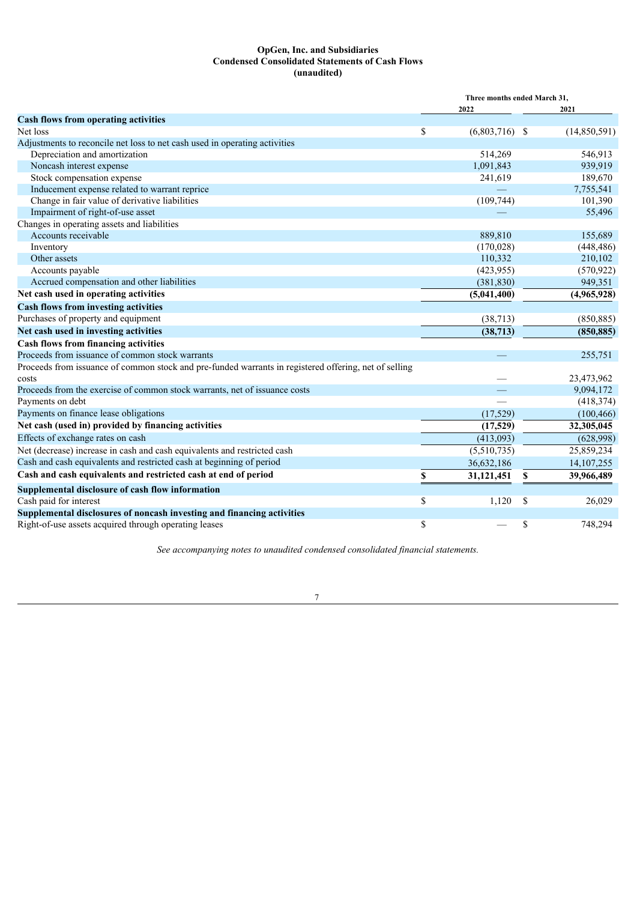**OpGen, Inc. and Subsidiaries**
**Condensed Consolidated Statements of Cash Flows**
**(unaudited)**

| | Three months ended March 31, | |
|---|---|---|
| | 2022 | 2021 |
| **Cash flows from operating activities** | | |
| Net loss | $ (6,803,716) | $ (14,850,591) |
| Adjustments to reconcile net loss to net cash used in operating activities | | |
| Depreciation and amortization | 514,269 | 546,913 |
| Noncash interest expense | 1,091,843 | 939,919 |
| Stock compensation expense | 241,619 | 189,670 |
| Inducement expense related to warrant reprice | — | 7,755,541 |
| Change in fair value of derivative liabilities | (109,744) | 101,390 |
| Impairment of right-of-use asset | — | 55,496 |
| Changes in operating assets and liabilities | | |
| Accounts receivable | 889,810 | 155,689 |
| Inventory | (170,028) | (448,486) |
| Other assets | 110,332 | 210,102 |
| Accounts payable | (423,955) | (570,922) |
| Accrued compensation and other liabilities | (381,830) | 949,351 |
| **Net cash used in operating activities** | **(5,041,400)** | **(4,965,928)** |
| **Cash flows from investing activities** | | |
| Purchases of property and equipment | (38,713) | (850,885) |
| **Net cash used in investing activities** | **(38,713)** | **(850,885)** |
| **Cash flows from financing activities** | | |
| Proceeds from issuance of common stock warrants | — | 255,751 |
| Proceeds from issuance of common stock and pre-funded warrants in registered offering, net of selling costs | — | 23,473,962 |
| Proceeds from the exercise of common stock warrants, net of issuance costs | — | 9,094,172 |
| Payments on debt | — | (418,374) |
| Payments on finance lease obligations | (17,529) | (100,466) |
| **Net cash (used in) provided by financing activities** | **(17,529)** | **32,305,045** |
| Effects of exchange rates on cash | (413,093) | (628,998) |
| Net (decrease) increase in cash and cash equivalents and restricted cash | (5,510,735) | 25,859,234 |
| Cash and cash equivalents and restricted cash at beginning of period | 36,632,186 | 14,107,255 |
| **Cash and cash equivalents and restricted cash at end of period** | **$ 31,121,451** | **$ 39,966,489** |
| **Supplemental disclosure of cash flow information** | | |
| Cash paid for interest | $ 1,120 | $ 26,029 |
| **Supplemental disclosures of noncash investing and financing activities** | | |
| Right-of-use assets acquired through operating leases | $ — | $ 748,294 |

*See accompanying notes to unaudited condensed consolidated financial statements.*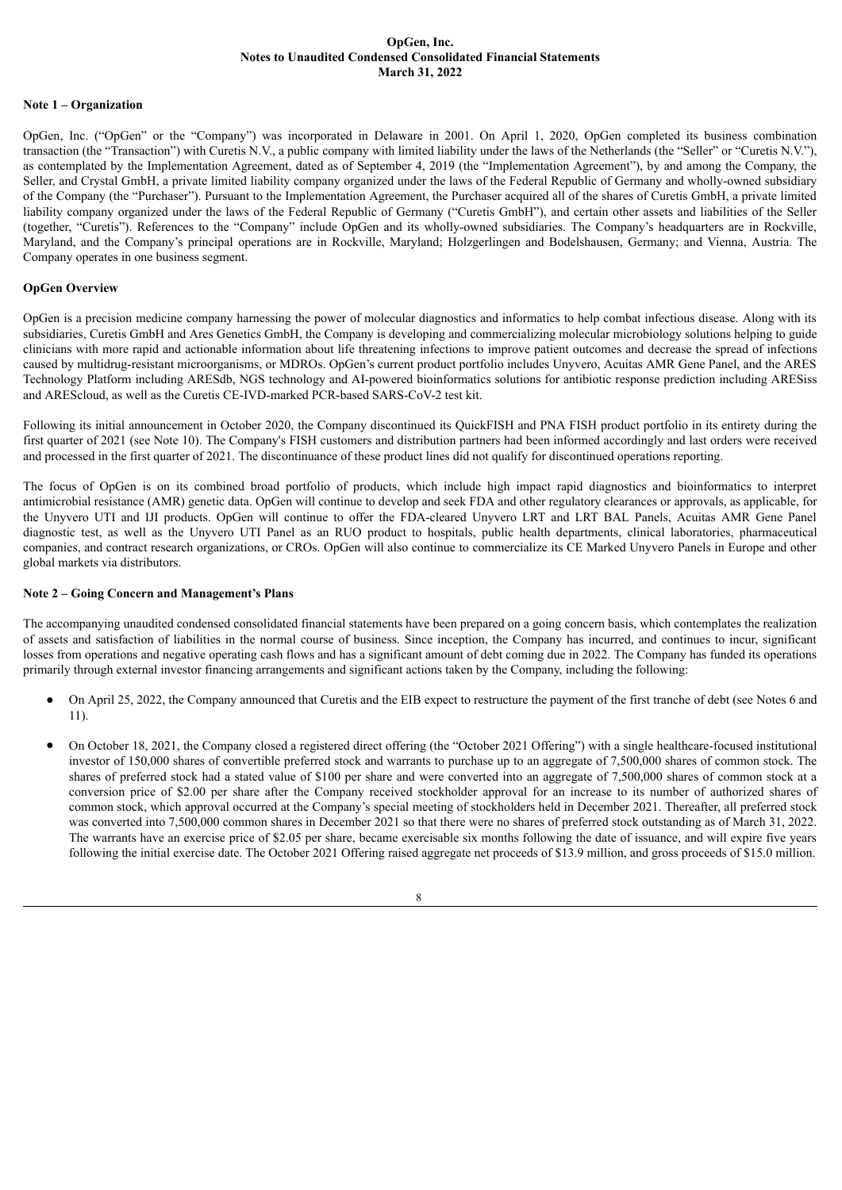**OpGen, Inc.**
**Notes to Unaudited Condensed Consolidated Financial Statements**
**March 31, 2022**

## Note 1 – Organization

OpGen, Inc. ("OpGen" or the "Company") was incorporated in Delaware in 2001. On April 1, 2020, OpGen completed its business combination transaction (the "Transaction") with Curetis N.V., a public company with limited liability under the laws of the Netherlands (the "Seller" or "Curetis N.V."), as contemplated by the Implementation Agreement, dated as of September 4, 2019 (the "Implementation Agreement"), by and among the Company, the Seller, and Crystal GmbH, a private limited liability company organized under the laws of the Federal Republic of Germany and wholly-owned subsidiary of the Company (the "Purchaser"). Pursuant to the Implementation Agreement, the Purchaser acquired all of the shares of Curetis GmbH, a private limited liability company organized under the laws of the Federal Republic of Germany ("Curetis GmbH"), and certain other assets and liabilities of the Seller (together, "Curetis"). References to the "Company" include OpGen and its wholly-owned subsidiaries. The Company's headquarters are in Rockville, Maryland, and the Company's principal operations are in Rockville, Maryland; Holzgerlingen and Bodelshausen, Germany; and Vienna, Austria. The Company operates in one business segment.

### OpGen Overview

OpGen is a precision medicine company harnessing the power of molecular diagnostics and informatics to help combat infectious disease. Along with its subsidiaries, Curetis GmbH and Ares Genetics GmbH, the Company is developing and commercializing molecular microbiology solutions helping to guide clinicians with more rapid and actionable information about life threatening infections to improve patient outcomes and decrease the spread of infections caused by multidrug-resistant microorganisms, or MDROs. OpGen's current product portfolio includes Unyvero, Acuitas AMR Gene Panel, and the ARES Technology Platform including ARESdb, NGS technology and AI-powered bioinformatics solutions for antibiotic response prediction including ARESiss and AREScloud, as well as the Curetis CE-IVD-marked PCR-based SARS-CoV-2 test kit.

Following its initial announcement in October 2020, the Company discontinued its QuickFISH and PNA FISH product portfolio in its entirety during the first quarter of 2021 (see Note 10). The Company's FISH customers and distribution partners had been informed accordingly and last orders were received and processed in the first quarter of 2021. The discontinuance of these product lines did not qualify for discontinued operations reporting.

The focus of OpGen is on its combined broad portfolio of products, which include high impact rapid diagnostics and bioinformatics to interpret antimicrobial resistance (AMR) genetic data. OpGen will continue to develop and seek FDA and other regulatory clearances or approvals, as applicable, for the Unyvero UTI and IJI products. OpGen will continue to offer the FDA-cleared Unyvero LRT and LRT BAL Panels, Acuitas AMR Gene Panel diagnostic test, as well as the Unyvero UTI Panel as an RUO product to hospitals, public health departments, clinical laboratories, pharmaceutical companies, and contract research organizations, or CROs. OpGen will also continue to commercialize its CE Marked Unyvero Panels in Europe and other global markets via distributors.

## Note 2 – Going Concern and Management's Plans

The accompanying unaudited condensed consolidated financial statements have been prepared on a going concern basis, which contemplates the realization of assets and satisfaction of liabilities in the normal course of business. Since inception, the Company has incurred, and continues to incur, significant losses from operations and negative operating cash flows and has a significant amount of debt coming due in 2022. The Company has funded its operations primarily through external investor financing arrangements and significant actions taken by the Company, including the following:

- On April 25, 2022, the Company announced that Curetis and the EIB expect to restructure the payment of the first tranche of debt (see Notes 6 and 11).
- On October 18, 2021, the Company closed a registered direct offering (the "October 2021 Offering") with a single healthcare-focused institutional investor of 150,000 shares of convertible preferred stock and warrants to purchase up to an aggregate of 7,500,000 shares of common stock. The shares of preferred stock had a stated value of $100 per share and were converted into an aggregate of 7,500,000 shares of common stock at a conversion price of $2.00 per share after the Company received stockholder approval for an increase to its number of authorized shares of common stock, which approval occurred at the Company's special meeting of stockholders held in December 2021. Thereafter, all preferred stock was converted into 7,500,000 common shares in December 2021 so that there were no shares of preferred stock outstanding as of March 31, 2022. The warrants have an exercise price of $2.05 per share, became exercisable six months following the date of issuance, and will expire five years following the initial exercise date. The October 2021 Offering raised aggregate net proceeds of $13.9 million, and gross proceeds of $15.0 million.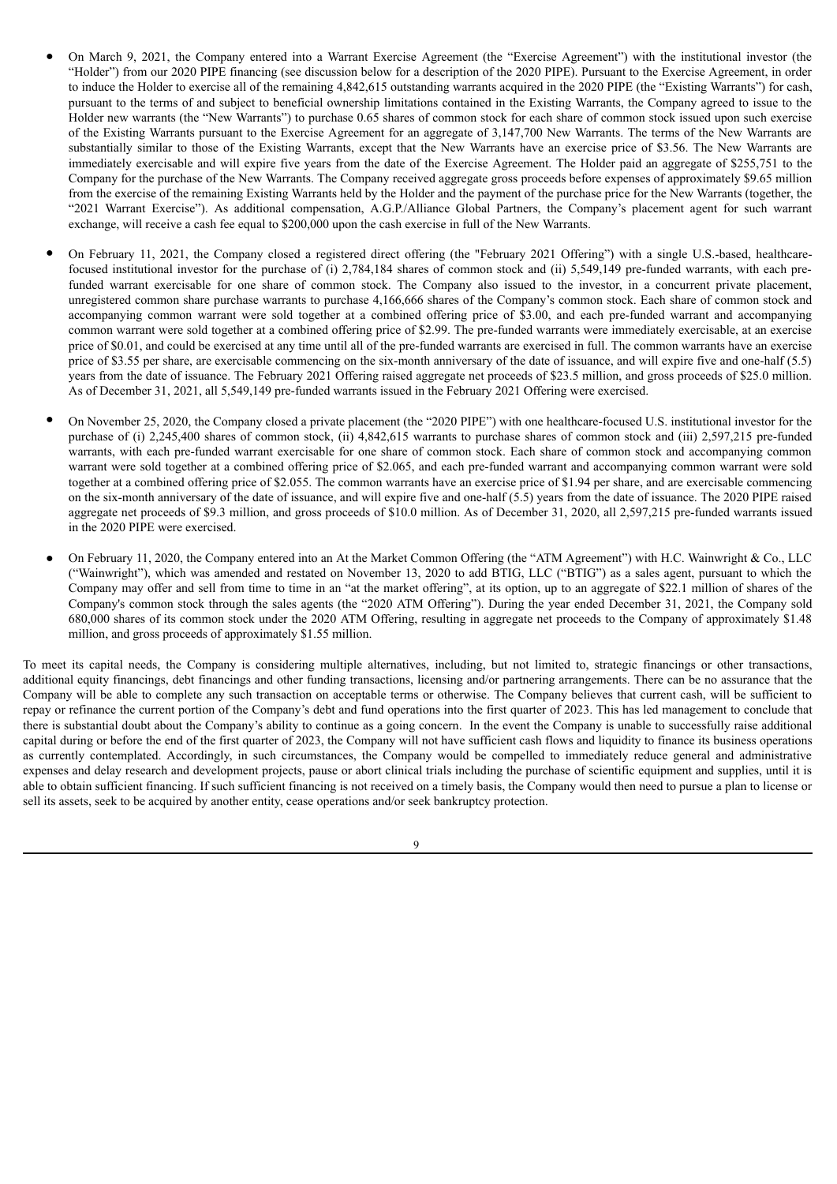- On March 9, 2021, the Company entered into a Warrant Exercise Agreement (the "Exercise Agreement") with the institutional investor (the "Holder") from our 2020 PIPE financing (see discussion below for a description of the 2020 PIPE). Pursuant to the Exercise Agreement, in order to induce the Holder to exercise all of the remaining 4,842,615 outstanding warrants acquired in the 2020 PIPE (the "Existing Warrants") for cash, pursuant to the terms of and subject to beneficial ownership limitations contained in the Existing Warrants, the Company agreed to issue to the Holder new warrants (the "New Warrants") to purchase 0.65 shares of common stock for each share of common stock issued upon such exercise of the Existing Warrants pursuant to the Exercise Agreement for an aggregate of 3,147,700 New Warrants. The terms of the New Warrants are substantially similar to those of the Existing Warrants, except that the New Warrants have an exercise price of $3.56. The New Warrants are immediately exercisable and will expire five years from the date of the Exercise Agreement. The Holder paid an aggregate of $255,751 to the Company for the purchase of the New Warrants. The Company received aggregate gross proceeds before expenses of approximately $9.65 million from the exercise of the remaining Existing Warrants held by the Holder and the payment of the purchase price for the New Warrants (together, the "2021 Warrant Exercise"). As additional compensation, A.G.P./Alliance Global Partners, the Company's placement agent for such warrant exchange, will receive a cash fee equal to $200,000 upon the cash exercise in full of the New Warrants.

- On February 11, 2021, the Company closed a registered direct offering (the "February 2021 Offering") with a single U.S.-based, healthcare-focused institutional investor for the purchase of (i) 2,784,184 shares of common stock and (ii) 5,549,149 pre-funded warrants, with each pre-funded warrant exercisable for one share of common stock. The Company also issued to the investor, in a concurrent private placement, unregistered common share purchase warrants to purchase 4,166,666 shares of the Company's common stock. Each share of common stock and accompanying common warrant were sold together at a combined offering price of $3.00, and each pre-funded warrant and accompanying common warrant were sold together at a combined offering price of $2.99. The pre-funded warrants were immediately exercisable, at an exercise price of $0.01, and could be exercised at any time until all of the pre-funded warrants are exercised in full. The common warrants have an exercise price of $3.55 per share, are exercisable commencing on the six-month anniversary of the date of issuance, and will expire five and one-half (5.5) years from the date of issuance. The February 2021 Offering raised aggregate net proceeds of $23.5 million, and gross proceeds of $25.0 million. As of December 31, 2021, all 5,549,149 pre-funded warrants issued in the February 2021 Offering were exercised.

- On November 25, 2020, the Company closed a private placement (the "2020 PIPE") with one healthcare-focused U.S. institutional investor for the purchase of (i) 2,245,400 shares of common stock, (ii) 4,842,615 warrants to purchase shares of common stock and (iii) 2,597,215 pre-funded warrants, with each pre-funded warrant exercisable for one share of common stock. Each share of common stock and accompanying common warrant were sold together at a combined offering price of $2.065, and each pre-funded warrant and accompanying common warrant were sold together at a combined offering price of $2.055. The common warrants have an exercise price of $1.94 per share, and are exercisable commencing on the six-month anniversary of the date of issuance, and will expire five and one-half (5.5) years from the date of issuance. The 2020 PIPE raised aggregate net proceeds of $9.3 million, and gross proceeds of $10.0 million. As of December 31, 2020, all 2,597,215 pre-funded warrants issued in the 2020 PIPE were exercised.

- On February 11, 2020, the Company entered into an At the Market Common Offering (the "ATM Agreement") with H.C. Wainwright & Co., LLC ("Wainwright"), which was amended and restated on November 13, 2020 to add BTIG, LLC ("BTIG") as a sales agent, pursuant to which the Company may offer and sell from time to time in an "at the market offering", at its option, up to an aggregate of $22.1 million of shares of the Company's common stock through the sales agents (the "2020 ATM Offering"). During the year ended December 31, 2021, the Company sold 680,000 shares of its common stock under the 2020 ATM Offering, resulting in aggregate net proceeds to the Company of approximately $1.48 million, and gross proceeds of approximately $1.55 million.

To meet its capital needs, the Company is considering multiple alternatives, including, but not limited to, strategic financings or other transactions, additional equity financings, debt financings and other funding transactions, licensing and/or partnering arrangements. There can be no assurance that the Company will be able to complete any such transaction on acceptable terms or otherwise. The Company believes that current cash, will be sufficient to repay or refinance the current portion of the Company's debt and fund operations into the first quarter of 2023. This has led management to conclude that there is substantial doubt about the Company's ability to continue as a going concern. In the event the Company is unable to successfully raise additional capital during or before the end of the first quarter of 2023, the Company will not have sufficient cash flows and liquidity to finance its business operations as currently contemplated. Accordingly, in such circumstances, the Company would be compelled to immediately reduce general and administrative expenses and delay research and development projects, pause or abort clinical trials including the purchase of scientific equipment and supplies, until it is able to obtain sufficient financing. If such sufficient financing is not received on a timely basis, the Company would then need to pursue a plan to license or sell its assets, seek to be acquired by another entity, cease operations and/or seek bankruptcy protection.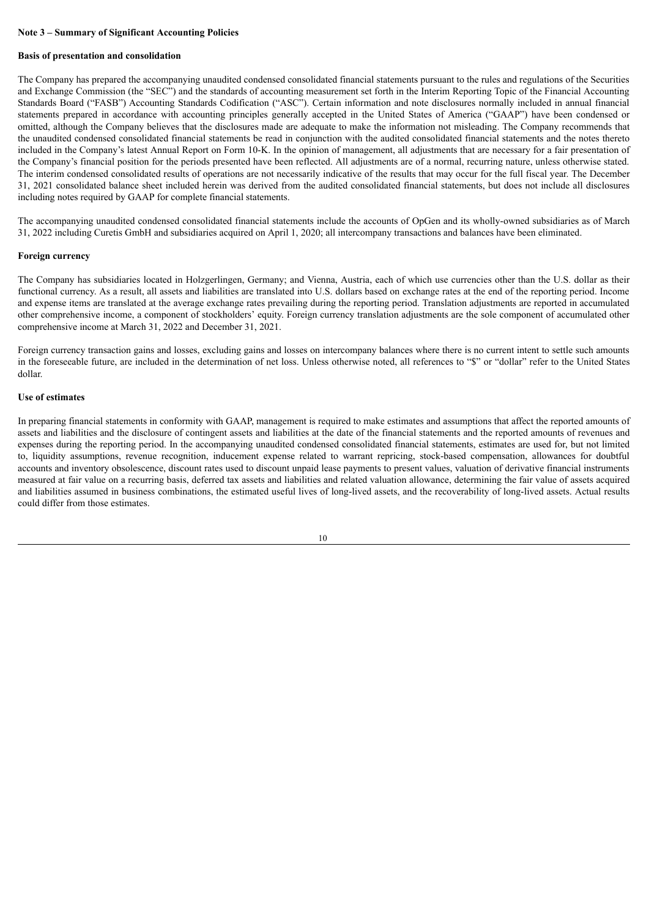**Note 3 – Summary of Significant Accounting Policies**

**Basis of presentation and consolidation**

The Company has prepared the accompanying unaudited condensed consolidated financial statements pursuant to the rules and regulations of the Securities and Exchange Commission (the "SEC") and the standards of accounting measurement set forth in the Interim Reporting Topic of the Financial Accounting Standards Board ("FASB") Accounting Standards Codification ("ASC"). Certain information and note disclosures normally included in annual financial statements prepared in accordance with accounting principles generally accepted in the United States of America ("GAAP") have been condensed or omitted, although the Company believes that the disclosures made are adequate to make the information not misleading. The Company recommends that the unaudited condensed consolidated financial statements be read in conjunction with the audited consolidated financial statements and the notes thereto included in the Company's latest Annual Report on Form 10-K. In the opinion of management, all adjustments that are necessary for a fair presentation of the Company's financial position for the periods presented have been reflected. All adjustments are of a normal, recurring nature, unless otherwise stated. The interim condensed consolidated results of operations are not necessarily indicative of the results that may occur for the full fiscal year. The December 31, 2021 consolidated balance sheet included herein was derived from the audited consolidated financial statements, but does not include all disclosures including notes required by GAAP for complete financial statements.

The accompanying unaudited condensed consolidated financial statements include the accounts of OpGen and its wholly-owned subsidiaries as of March 31, 2022 including Curetis GmbH and subsidiaries acquired on April 1, 2020; all intercompany transactions and balances have been eliminated.

**Foreign currency**

The Company has subsidiaries located in Holzgerlingen, Germany; and Vienna, Austria, each of which use currencies other than the U.S. dollar as their functional currency. As a result, all assets and liabilities are translated into U.S. dollars based on exchange rates at the end of the reporting period. Income and expense items are translated at the average exchange rates prevailing during the reporting period. Translation adjustments are reported in accumulated other comprehensive income, a component of stockholders' equity. Foreign currency translation adjustments are the sole component of accumulated other comprehensive income at March 31, 2022 and December 31, 2021.

Foreign currency transaction gains and losses, excluding gains and losses on intercompany balances where there is no current intent to settle such amounts in the foreseeable future, are included in the determination of net loss. Unless otherwise noted, all references to "$" or "dollar" refer to the United States dollar.

**Use of estimates**

In preparing financial statements in conformity with GAAP, management is required to make estimates and assumptions that affect the reported amounts of assets and liabilities and the disclosure of contingent assets and liabilities at the date of the financial statements and the reported amounts of revenues and expenses during the reporting period. In the accompanying unaudited condensed consolidated financial statements, estimates are used for, but not limited to, liquidity assumptions, revenue recognition, inducement expense related to warrant repricing, stock-based compensation, allowances for doubtful accounts and inventory obsolescence, discount rates used to discount unpaid lease payments to present values, valuation of derivative financial instruments measured at fair value on a recurring basis, deferred tax assets and liabilities and related valuation allowance, determining the fair value of assets acquired and liabilities assumed in business combinations, the estimated useful lives of long-lived assets, and the recoverability of long-lived assets. Actual results could differ from those estimates.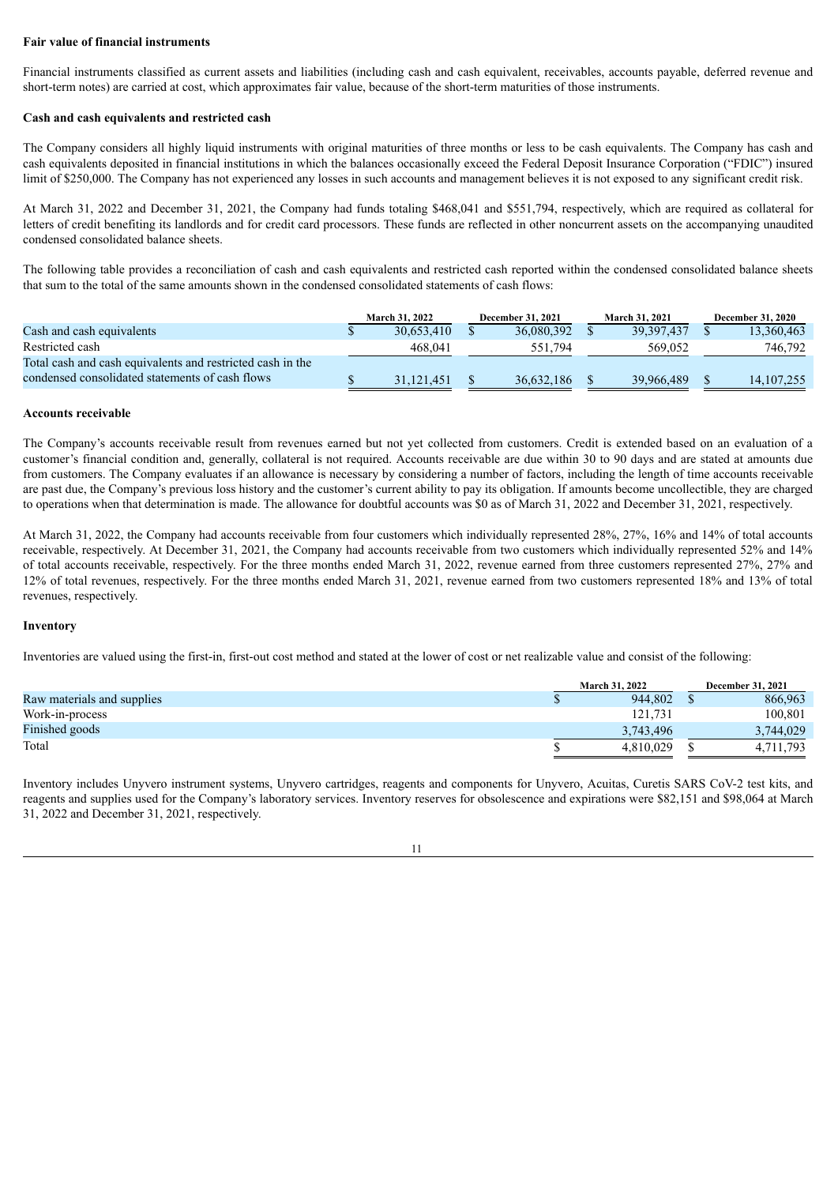**Fair value of financial instruments**

Financial instruments classified as current assets and liabilities (including cash and cash equivalent, receivables, accounts payable, deferred revenue and short-term notes) are carried at cost, which approximates fair value, because of the short-term maturities of those instruments.

**Cash and cash equivalents and restricted cash**

The Company considers all highly liquid instruments with original maturities of three months or less to be cash equivalents. The Company has cash and cash equivalents deposited in financial institutions in which the balances occasionally exceed the Federal Deposit Insurance Corporation ("FDIC") insured limit of $250,000. The Company has not experienced any losses in such accounts and management believes it is not exposed to any significant credit risk.

At March 31, 2022 and December 31, 2021, the Company had funds totaling $468,041 and $551,794, respectively, which are required as collateral for letters of credit benefiting its landlords and for credit card processors. These funds are reflected in other noncurrent assets on the accompanying unaudited condensed consolidated balance sheets.

The following table provides a reconciliation of cash and cash equivalents and restricted cash reported within the condensed consolidated balance sheets that sum to the total of the same amounts shown in the condensed consolidated statements of cash flows:

| | March 31, 2022 | December 31, 2021 | March 31, 2021 | December 31, 2020 |
|---|---|---|---|---|
| Cash and cash equivalents | $ 30,653,410 | $ 36,080,392 | $ 39,397,437 | $ 13,360,463 |
| Restricted cash | 468,041 | 551,794 | 569,052 | 746,792 |
| Total cash and cash equivalents and restricted cash in the condensed consolidated statements of cash flows | $ 31,121,451 | $ 36,632,186 | $ 39,966,489 | $ 14,107,255 |

**Accounts receivable**

The Company's accounts receivable result from revenues earned but not yet collected from customers. Credit is extended based on an evaluation of a customer's financial condition and, generally, collateral is not required. Accounts receivable are due within 30 to 90 days and are stated at amounts due from customers. The Company evaluates if an allowance is necessary by considering a number of factors, including the length of time accounts receivable are past due, the Company's previous loss history and the customer's current ability to pay its obligation. If amounts become uncollectible, they are charged to operations when that determination is made. The allowance for doubtful accounts was $0 as of March 31, 2022 and December 31, 2021, respectively.

At March 31, 2022, the Company had accounts receivable from four customers which individually represented 28%, 27%, 16% and 14% of total accounts receivable, respectively. At December 31, 2021, the Company had accounts receivable from two customers which individually represented 52% and 14% of total accounts receivable, respectively. For the three months ended March 31, 2022, revenue earned from three customers represented 27%, 27% and 12% of total revenues, respectively. For the three months ended March 31, 2021, revenue earned from two customers represented 18% and 13% of total revenues, respectively.

**Inventory**

Inventories are valued using the first-in, first-out cost method and stated at the lower of cost or net realizable value and consist of the following:

| | March 31, 2022 | December 31, 2021 |
|---|---|---|
| Raw materials and supplies | $ 944,802 | $ 866,963 |
| Work-in-process | 121,731 | 100,801 |
| Finished goods | 3,743,496 | 3,744,029 |
| Total | $ 4,810,029 | $ 4,711,793 |

Inventory includes Unyvero instrument systems, Unyvero cartridges, reagents and components for Unyvero, Acuitas, Curetis SARS CoV-2 test kits, and reagents and supplies used for the Company's laboratory services. Inventory reserves for obsolescence and expirations were $82,151 and $98,064 at March 31, 2022 and December 31, 2021, respectively.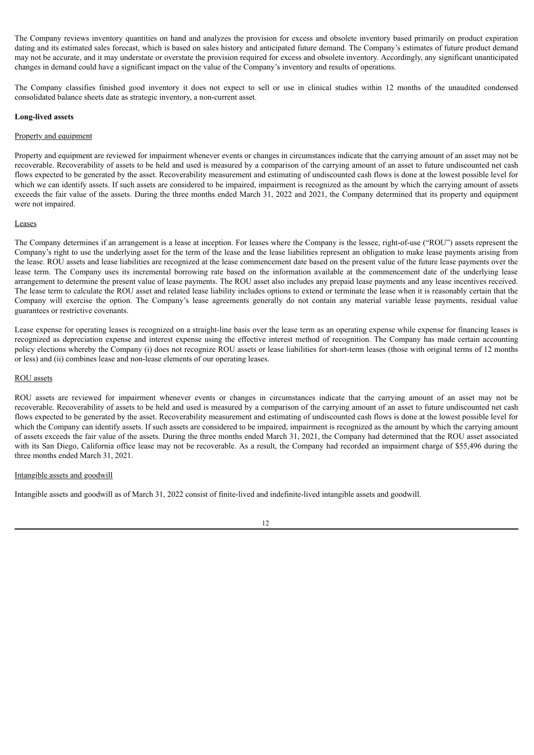The Company reviews inventory quantities on hand and analyzes the provision for excess and obsolete inventory based primarily on product expiration dating and its estimated sales forecast, which is based on sales history and anticipated future demand. The Company's estimates of future product demand may not be accurate, and it may understate or overstate the provision required for excess and obsolete inventory. Accordingly, any significant unanticipated changes in demand could have a significant impact on the value of the Company's inventory and results of operations.

The Company classifies finished good inventory it does not expect to sell or use in clinical studies within 12 months of the unaudited condensed consolidated balance sheets date as strategic inventory, a non-current asset.

**Long-lived assets**

Property and equipment

Property and equipment are reviewed for impairment whenever events or changes in circumstances indicate that the carrying amount of an asset may not be recoverable. Recoverability of assets to be held and used is measured by a comparison of the carrying amount of an asset to future undiscounted net cash flows expected to be generated by the asset. Recoverability measurement and estimating of undiscounted cash flows is done at the lowest possible level for which we can identify assets. If such assets are considered to be impaired, impairment is recognized as the amount by which the carrying amount of assets exceeds the fair value of the assets. During the three months ended March 31, 2022 and 2021, the Company determined that its property and equipment were not impaired.

Leases

The Company determines if an arrangement is a lease at inception. For leases where the Company is the lessee, right-of-use ("ROU") assets represent the Company's right to use the underlying asset for the term of the lease and the lease liabilities represent an obligation to make lease payments arising from the lease. ROU assets and lease liabilities are recognized at the lease commencement date based on the present value of the future lease payments over the lease term. The Company uses its incremental borrowing rate based on the information available at the commencement date of the underlying lease arrangement to determine the present value of lease payments. The ROU asset also includes any prepaid lease payments and any lease incentives received. The lease term to calculate the ROU asset and related lease liability includes options to extend or terminate the lease when it is reasonably certain that the Company will exercise the option. The Company's lease agreements generally do not contain any material variable lease payments, residual value guarantees or restrictive covenants.

Lease expense for operating leases is recognized on a straight-line basis over the lease term as an operating expense while expense for financing leases is recognized as depreciation expense and interest expense using the effective interest method of recognition. The Company has made certain accounting policy elections whereby the Company (i) does not recognize ROU assets or lease liabilities for short-term leases (those with original terms of 12 months or less) and (ii) combines lease and non-lease elements of our operating leases.

ROU assets

ROU assets are reviewed for impairment whenever events or changes in circumstances indicate that the carrying amount of an asset may not be recoverable. Recoverability of assets to be held and used is measured by a comparison of the carrying amount of an asset to future undiscounted net cash flows expected to be generated by the asset. Recoverability measurement and estimating of undiscounted cash flows is done at the lowest possible level for which the Company can identify assets. If such assets are considered to be impaired, impairment is recognized as the amount by which the carrying amount of assets exceeds the fair value of the assets. During the three months ended March 31, 2021, the Company had determined that the ROU asset associated with its San Diego, California office lease may not be recoverable. As a result, the Company had recorded an impairment charge of $55,496 during the three months ended March 31, 2021.

Intangible assets and goodwill

Intangible assets and goodwill as of March 31, 2022 consist of finite-lived and indefinite-lived intangible assets and goodwill.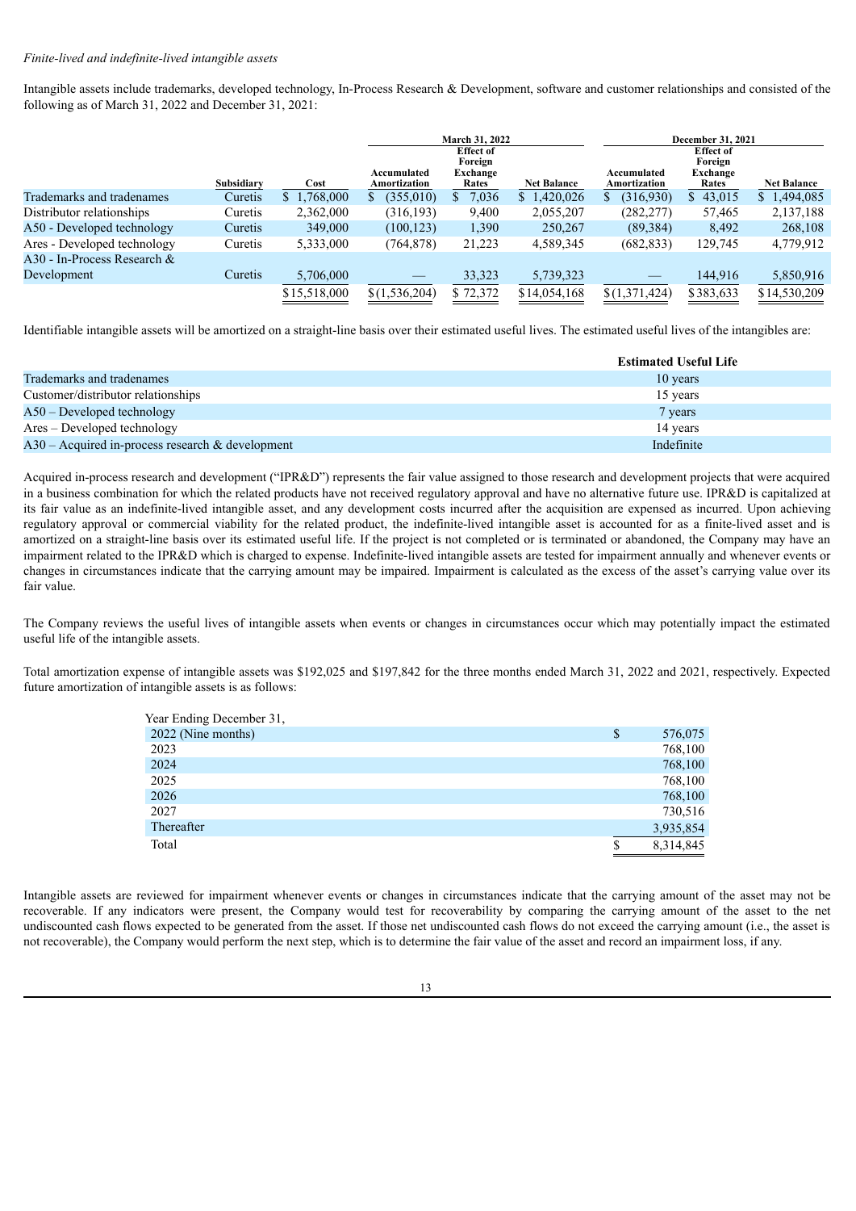*Finite-lived and indefinite-lived intangible assets*

Intangible assets include trademarks, developed technology, In-Process Research & Development, software and customer relationships and consisted of the following as of March 31, 2022 and December 31, 2021:

| | | | March 31, 2022 | | | December 31, 2021 | | |
|---|---|---|---|---|---|---|---|---|
| | Subsidiary | Cost | Accumulated Amortization | Effect of Foreign Exchange Rates | Net Balance | Accumulated Amortization | Effect of Foreign Exchange Rates | Net Balance |
| Trademarks and tradenames | Curetis | $ 1,768,000 | $ (355,010) | $ 7,036 | $ 1,420,026 | $ (316,930) | $ 43,015 | $ 1,494,085 |
| Distributor relationships | Curetis | 2,362,000 | (316,193) | 9,400 | 2,055,207 | (282,277) | 57,465 | 2,137,188 |
| A50 - Developed technology | Curetis | 349,000 | (100,123) | 1,390 | 250,267 | (89,384) | 8,492 | 268,108 |
| Ares - Developed technology | Curetis | 5,333,000 | (764,878) | 21,223 | 4,589,345 | (682,833) | 129,745 | 4,779,912 |
| A30 - In-Process Research & Development | Curetis | 5,706,000 | — | 33,323 | 5,739,323 | — | 144,916 | 5,850,916 |
| | | $15,518,000 | $(1,536,204) | $ 72,372 | $14,054,168 | $(1,371,424) | $383,633 | $14,530,209 |

Identifiable intangible assets will be amortized on a straight-line basis over their estimated useful lives. The estimated useful lives of the intangibles are:

| | Estimated Useful Life |
|---|---|
| Trademarks and tradenames | 10 years |
| Customer/distributor relationships | 15 years |
| A50 – Developed technology | 7 years |
| Ares – Developed technology | 14 years |
| A30 – Acquired in-process research & development | Indefinite |

Acquired in-process research and development ("IPR&D") represents the fair value assigned to those research and development projects that were acquired in a business combination for which the related products have not received regulatory approval and have no alternative future use. IPR&D is capitalized at its fair value as an indefinite-lived intangible asset, and any development costs incurred after the acquisition are expensed as incurred. Upon achieving regulatory approval or commercial viability for the related product, the indefinite-lived intangible asset is accounted for as a finite-lived asset and is amortized on a straight-line basis over its estimated useful life. If the project is not completed or is terminated or abandoned, the Company may have an impairment related to the IPR&D which is charged to expense. Indefinite-lived intangible assets are tested for impairment annually and whenever events or changes in circumstances indicate that the carrying amount may be impaired. Impairment is calculated as the excess of the asset's carrying value over its fair value.

The Company reviews the useful lives of intangible assets when events or changes in circumstances occur which may potentially impact the estimated useful life of the intangible assets.

Total amortization expense of intangible assets was $192,025 and $197,842 for the three months ended March 31, 2022 and 2021, respectively. Expected future amortization of intangible assets is as follows:

| Year Ending December 31, | |
|---|---|
| 2022 (Nine months) | $ 576,075 |
| 2023 | 768,100 |
| 2024 | 768,100 |
| 2025 | 768,100 |
| 2026 | 768,100 |
| 2027 | 730,516 |
| Thereafter | 3,935,854 |
| Total | $ 8,314,845 |

Intangible assets are reviewed for impairment whenever events or changes in circumstances indicate that the carrying amount of the asset may not be recoverable. If any indicators were present, the Company would test for recoverability by comparing the carrying amount of the asset to the net undiscounted cash flows expected to be generated from the asset. If those net undiscounted cash flows do not exceed the carrying amount (i.e., the asset is not recoverable), the Company would perform the next step, which is to determine the fair value of the asset and record an impairment loss, if any.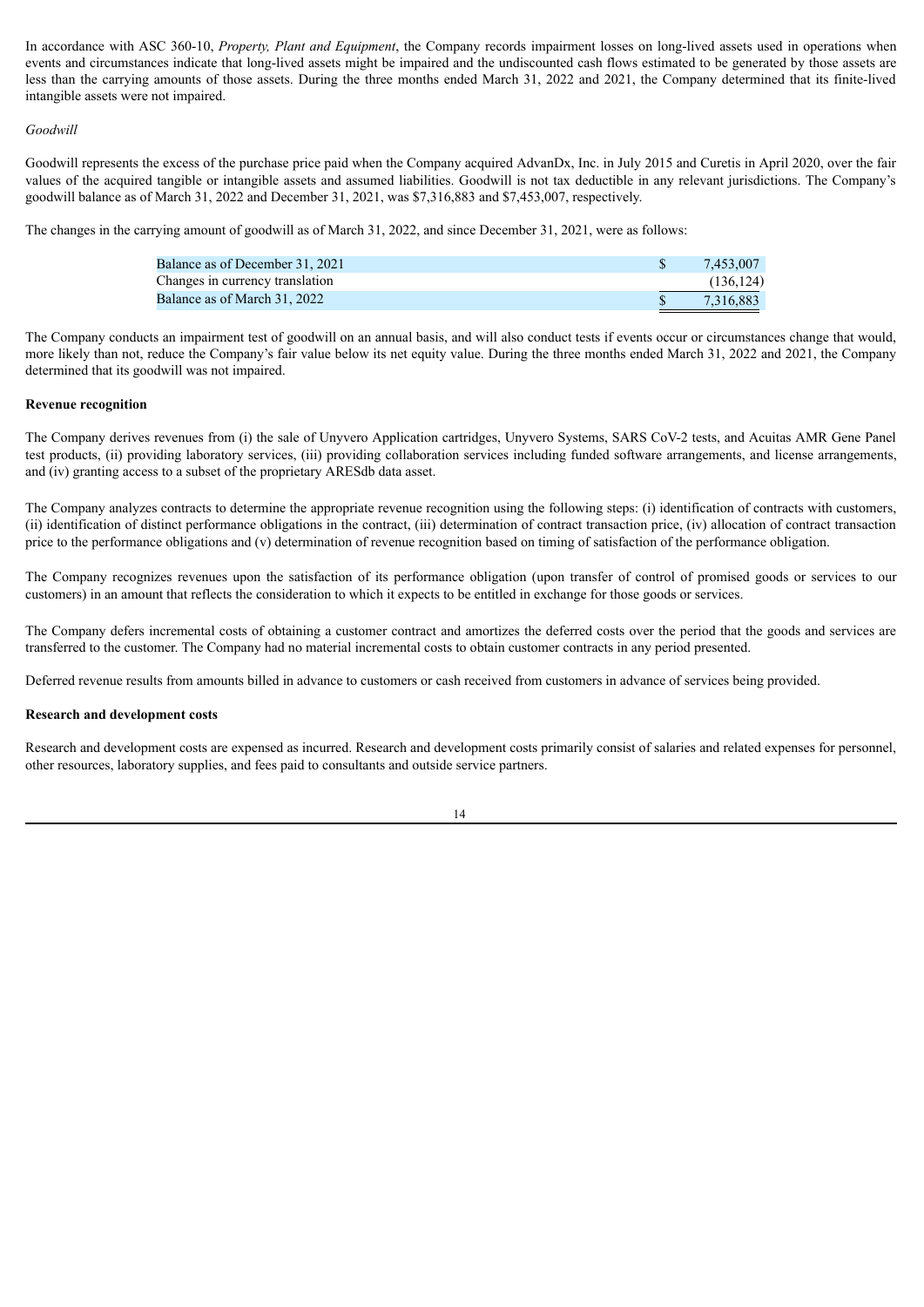In accordance with ASC 360-10, *Property, Plant and Equipment*, the Company records impairment losses on long-lived assets used in operations when events and circumstances indicate that long-lived assets might be impaired and the undiscounted cash flows estimated to be generated by those assets are less than the carrying amounts of those assets. During the three months ended March 31, 2022 and 2021, the Company determined that its finite-lived intangible assets were not impaired.

*Goodwill*

Goodwill represents the excess of the purchase price paid when the Company acquired AdvanDx, Inc. in July 2015 and Curetis in April 2020, over the fair values of the acquired tangible or intangible assets and assumed liabilities. Goodwill is not tax deductible in any relevant jurisdictions. The Company's goodwill balance as of March 31, 2022 and December 31, 2021, was $7,316,883 and $7,453,007, respectively.

The changes in the carrying amount of goodwill as of March 31, 2022, and since December 31, 2021, were as follows:

| | | |
|---|---|---|
| Balance as of December 31, 2021 | $ | 7,453,007 |
| Changes in currency translation | | (136,124) |
| Balance as of March 31, 2022 | $ | 7,316,883 |

The Company conducts an impairment test of goodwill on an annual basis, and will also conduct tests if events occur or circumstances change that would, more likely than not, reduce the Company's fair value below its net equity value. During the three months ended March 31, 2022 and 2021, the Company determined that its goodwill was not impaired.

**Revenue recognition**

The Company derives revenues from (i) the sale of Unyvero Application cartridges, Unyvero Systems, SARS CoV-2 tests, and Acuitas AMR Gene Panel test products, (ii) providing laboratory services, (iii) providing collaboration services including funded software arrangements, and license arrangements, and (iv) granting access to a subset of the proprietary ARESdb data asset.

The Company analyzes contracts to determine the appropriate revenue recognition using the following steps: (i) identification of contracts with customers, (ii) identification of distinct performance obligations in the contract, (iii) determination of contract transaction price, (iv) allocation of contract transaction price to the performance obligations and (v) determination of revenue recognition based on timing of satisfaction of the performance obligation.

The Company recognizes revenues upon the satisfaction of its performance obligation (upon transfer of control of promised goods or services to our customers) in an amount that reflects the consideration to which it expects to be entitled in exchange for those goods or services.

The Company defers incremental costs of obtaining a customer contract and amortizes the deferred costs over the period that the goods and services are transferred to the customer. The Company had no material incremental costs to obtain customer contracts in any period presented.

Deferred revenue results from amounts billed in advance to customers or cash received from customers in advance of services being provided.

**Research and development costs**

Research and development costs are expensed as incurred. Research and development costs primarily consist of salaries and related expenses for personnel, other resources, laboratory supplies, and fees paid to consultants and outside service partners.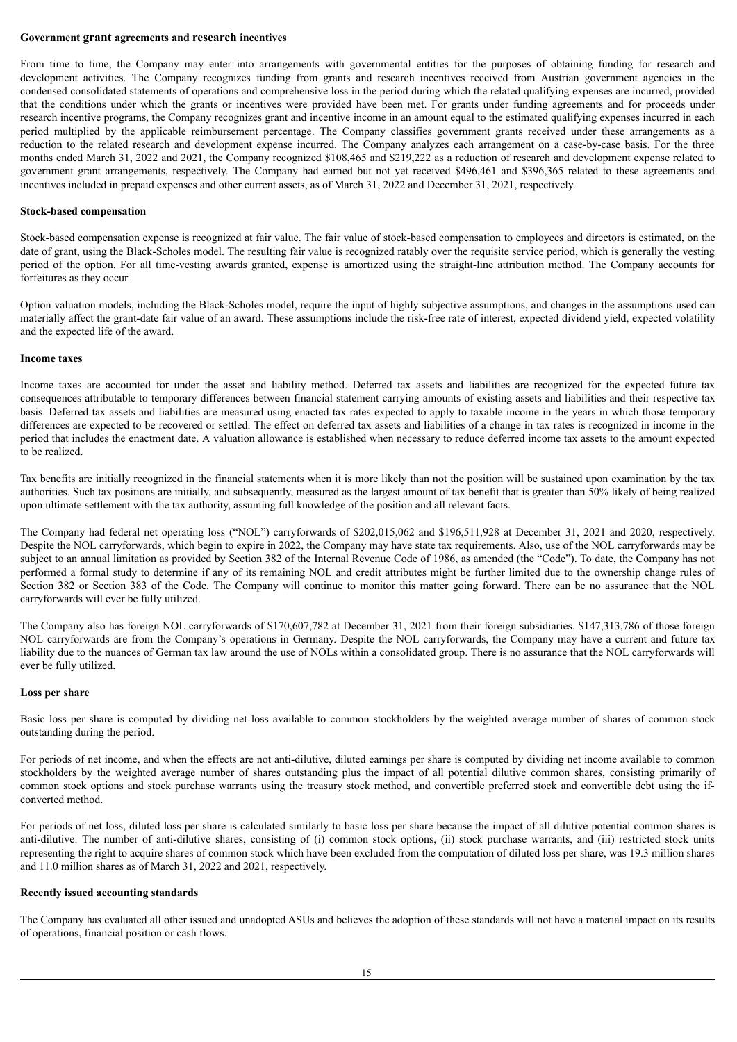**Government grant agreements and research incentives**

From time to time, the Company may enter into arrangements with governmental entities for the purposes of obtaining funding for research and development activities. The Company recognizes funding from grants and research incentives received from Austrian government agencies in the condensed consolidated statements of operations and comprehensive loss in the period during which the related qualifying expenses are incurred, provided that the conditions under which the grants or incentives were provided have been met. For grants under funding agreements and for proceeds under research incentive programs, the Company recognizes grant and incentive income in an amount equal to the estimated qualifying expenses incurred in each period multiplied by the applicable reimbursement percentage. The Company classifies government grants received under these arrangements as a reduction to the related research and development expense incurred. The Company analyzes each arrangement on a case-by-case basis. For the three months ended March 31, 2022 and 2021, the Company recognized $108,465 and $219,222 as a reduction of research and development expense related to government grant arrangements, respectively. The Company had earned but not yet received $496,461 and $396,365 related to these agreements and incentives included in prepaid expenses and other current assets, as of March 31, 2022 and December 31, 2021, respectively.

**Stock-based compensation**

Stock-based compensation expense is recognized at fair value. The fair value of stock-based compensation to employees and directors is estimated, on the date of grant, using the Black-Scholes model. The resulting fair value is recognized ratably over the requisite service period, which is generally the vesting period of the option. For all time-vesting awards granted, expense is amortized using the straight-line attribution method. The Company accounts for forfeitures as they occur.

Option valuation models, including the Black-Scholes model, require the input of highly subjective assumptions, and changes in the assumptions used can materially affect the grant-date fair value of an award. These assumptions include the risk-free rate of interest, expected dividend yield, expected volatility and the expected life of the award.

**Income taxes**

Income taxes are accounted for under the asset and liability method. Deferred tax assets and liabilities are recognized for the expected future tax consequences attributable to temporary differences between financial statement carrying amounts of existing assets and liabilities and their respective tax basis. Deferred tax assets and liabilities are measured using enacted tax rates expected to apply to taxable income in the years in which those temporary differences are expected to be recovered or settled. The effect on deferred tax assets and liabilities of a change in tax rates is recognized in income in the period that includes the enactment date. A valuation allowance is established when necessary to reduce deferred income tax assets to the amount expected to be realized.

Tax benefits are initially recognized in the financial statements when it is more likely than not the position will be sustained upon examination by the tax authorities. Such tax positions are initially, and subsequently, measured as the largest amount of tax benefit that is greater than 50% likely of being realized upon ultimate settlement with the tax authority, assuming full knowledge of the position and all relevant facts.

The Company had federal net operating loss ("NOL") carryforwards of $202,015,062 and $196,511,928 at December 31, 2021 and 2020, respectively. Despite the NOL carryforwards, which begin to expire in 2022, the Company may have state tax requirements. Also, use of the NOL carryforwards may be subject to an annual limitation as provided by Section 382 of the Internal Revenue Code of 1986, as amended (the "Code"). To date, the Company has not performed a formal study to determine if any of its remaining NOL and credit attributes might be further limited due to the ownership change rules of Section 382 or Section 383 of the Code. The Company will continue to monitor this matter going forward. There can be no assurance that the NOL carryforwards will ever be fully utilized.

The Company also has foreign NOL carryforwards of $170,607,782 at December 31, 2021 from their foreign subsidiaries. $147,313,786 of those foreign NOL carryforwards are from the Company's operations in Germany. Despite the NOL carryforwards, the Company may have a current and future tax liability due to the nuances of German tax law around the use of NOLs within a consolidated group. There is no assurance that the NOL carryforwards will ever be fully utilized.

**Loss per share**

Basic loss per share is computed by dividing net loss available to common stockholders by the weighted average number of shares of common stock outstanding during the period.

For periods of net income, and when the effects are not anti-dilutive, diluted earnings per share is computed by dividing net income available to common stockholders by the weighted average number of shares outstanding plus the impact of all potential dilutive common shares, consisting primarily of common stock options and stock purchase warrants using the treasury stock method, and convertible preferred stock and convertible debt using the if-converted method.

For periods of net loss, diluted loss per share is calculated similarly to basic loss per share because the impact of all dilutive potential common shares is anti-dilutive. The number of anti-dilutive shares, consisting of (i) common stock options, (ii) stock purchase warrants, and (iii) restricted stock units representing the right to acquire shares of common stock which have been excluded from the computation of diluted loss per share, was 19.3 million shares and 11.0 million shares as of March 31, 2022 and 2021, respectively.

**Recently issued accounting standards**

The Company has evaluated all other issued and unadopted ASUs and believes the adoption of these standards will not have a material impact on its results of operations, financial position or cash flows.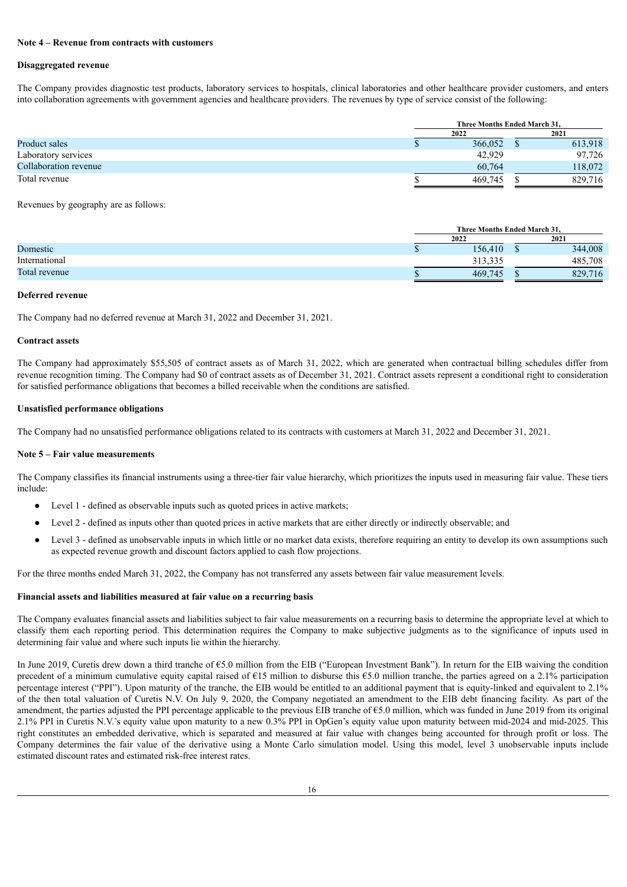**Note 4 – Revenue from contracts with customers**

**Disaggregated revenue**

The Company provides diagnostic test products, laboratory services to hospitals, clinical laboratories and other healthcare provider customers, and enters into collaboration agreements with government agencies and healthcare providers. The revenues by type of service consist of the following:

| | Three Months Ended March 31, | |
|---|---|---|
| | 2022 | 2021 |
| Product sales | $ 366,052 | $ 613,918 |
| Laboratory services | 42,929 | 97,726 |
| Collaboration revenue | 60,764 | 118,072 |
| Total revenue | $ 469,745 | $ 829,716 |

Revenues by geography are as follows:

| | Three Months Ended March 31, | |
|---|---|---|
| | 2022 | 2021 |
| Domestic | $ 156,410 | $ 344,008 |
| International | 313,335 | 485,708 |
| Total revenue | $ 469,745 | $ 829,716 |

**Deferred revenue**

The Company had no deferred revenue at March 31, 2022 and December 31, 2021.

**Contract assets**

The Company had approximately $55,505 of contract assets as of March 31, 2022, which are generated when contractual billing schedules differ from revenue recognition timing. The Company had $0 of contract assets as of December 31, 2021. Contract assets represent a conditional right to consideration for satisfied performance obligations that becomes a billed receivable when the conditions are satisfied.

**Unsatisfied performance obligations**

The Company had no unsatisfied performance obligations related to its contracts with customers at March 31, 2022 and December 31, 2021.

**Note 5 – Fair value measurements**

The Company classifies its financial instruments using a three-tier fair value hierarchy, which prioritizes the inputs used in measuring fair value. These tiers include:

- Level 1 - defined as observable inputs such as quoted prices in active markets;
- Level 2 - defined as inputs other than quoted prices in active markets that are either directly or indirectly observable; and
- Level 3 - defined as unobservable inputs in which little or no market data exists, therefore requiring an entity to develop its own assumptions such as expected revenue growth and discount factors applied to cash flow projections.

For the three months ended March 31, 2022, the Company has not transferred any assets between fair value measurement levels.

**Financial assets and liabilities measured at fair value on a recurring basis**

The Company evaluates financial assets and liabilities subject to fair value measurements on a recurring basis to determine the appropriate level at which to classify them each reporting period. This determination requires the Company to make subjective judgments as to the significance of inputs used in determining fair value and where such inputs lie within the hierarchy.

In June 2019, Curetis drew down a third tranche of €5.0 million from the EIB ("European Investment Bank"). In return for the EIB waiving the condition precedent of a minimum cumulative equity capital raised of €15 million to disburse this €5.0 million tranche, the parties agreed on a 2.1% participation percentage interest ("PPI"). Upon maturity of the tranche, the EIB would be entitled to an additional payment that is equity-linked and equivalent to 2.1% of the then total valuation of Curetis N.V. On July 9, 2020, the Company negotiated an amendment to the EIB debt financing facility. As part of the amendment, the parties adjusted the PPI percentage applicable to the previous EIB tranche of €5.0 million, which was funded in June 2019 from its original 2.1% PPI in Curetis N.V.'s equity value upon maturity to a new 0.3% PPI in OpGen's equity value upon maturity between mid-2024 and mid-2025. This right constitutes an embedded derivative, which is separated and measured at fair value with changes being accounted for through profit or loss. The Company determines the fair value of the derivative using a Monte Carlo simulation model. Using this model, level 3 unobservable inputs include estimated discount rates and estimated risk-free interest rates.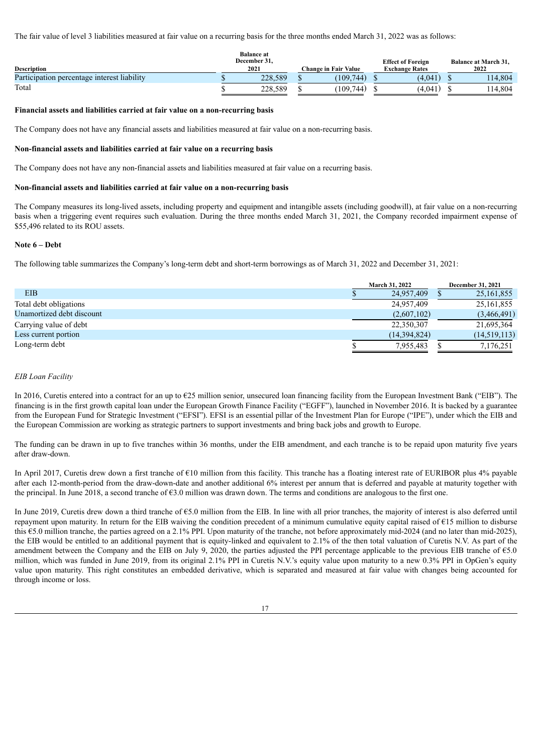The fair value of level 3 liabilities measured at fair value on a recurring basis for the three months ended March 31, 2022 was as follows:

| Description | Balance at December 31, 2021 | Change in Fair Value | Effect of Foreign Exchange Rates | Balance at March 31, 2022 |
|---|---|---|---|---|
| Participation percentage interest liability | $ 228,589 | $ (109,744) | $ (4,041) | $ 114,804 |
| Total | $ 228,589 | $ (109,744) | $ (4,041) | $ 114,804 |

**Financial assets and liabilities carried at fair value on a non-recurring basis**

The Company does not have any financial assets and liabilities measured at fair value on a non-recurring basis.

**Non-financial assets and liabilities carried at fair value on a recurring basis**

The Company does not have any non-financial assets and liabilities measured at fair value on a recurring basis.

**Non-financial assets and liabilities carried at fair value on a non-recurring basis**

The Company measures its long-lived assets, including property and equipment and intangible assets (including goodwill), at fair value on a non-recurring basis when a triggering event requires such evaluation. During the three months ended March 31, 2021, the Company recorded impairment expense of $55,496 related to its ROU assets.

**Note 6 – Debt**

The following table summarizes the Company's long-term debt and short-term borrowings as of March 31, 2022 and December 31, 2021:

| | March 31, 2022 | December 31, 2021 |
|---|---|---|
| EIB | $ 24,957,409 | $ 25,161,855 |
| Total debt obligations | 24,957,409 | 25,161,855 |
| Unamortized debt discount | (2,607,102) | (3,466,491) |
| Carrying value of debt | 22,350,307 | 21,695,364 |
| Less current portion | (14,394,824) | (14,519,113) |
| Long-term debt | $ 7,955,483 | $ 7,176,251 |

*EIB Loan Facility*

In 2016, Curetis entered into a contract for an up to €25 million senior, unsecured loan financing facility from the European Investment Bank ("EIB"). The financing is in the first growth capital loan under the European Growth Finance Facility ("EGFF"), launched in November 2016. It is backed by a guarantee from the European Fund for Strategic Investment ("EFSI"). EFSI is an essential pillar of the Investment Plan for Europe ("IPE"), under which the EIB and the European Commission are working as strategic partners to support investments and bring back jobs and growth to Europe.

The funding can be drawn in up to five tranches within 36 months, under the EIB amendment, and each tranche is to be repaid upon maturity five years after draw-down.

In April 2017, Curetis drew down a first tranche of €10 million from this facility. This tranche has a floating interest rate of EURIBOR plus 4% payable after each 12-month-period from the draw-down-date and another additional 6% interest per annum that is deferred and payable at maturity together with the principal. In June 2018, a second tranche of €3.0 million was drawn down. The terms and conditions are analogous to the first one.

In June 2019, Curetis drew down a third tranche of €5.0 million from the EIB. In line with all prior tranches, the majority of interest is also deferred until repayment upon maturity. In return for the EIB waiving the condition precedent of a minimum cumulative equity capital raised of €15 million to disburse this €5.0 million tranche, the parties agreed on a 2.1% PPI. Upon maturity of the tranche, not before approximately mid-2024 (and no later than mid-2025), the EIB would be entitled to an additional payment that is equity-linked and equivalent to 2.1% of the then total valuation of Curetis N.V. As part of the amendment between the Company and the EIB on July 9, 2020, the parties adjusted the PPI percentage applicable to the previous EIB tranche of €5.0 million, which was funded in June 2019, from its original 2.1% PPI in Curetis N.V.'s equity value upon maturity to a new 0.3% PPI in OpGen's equity value upon maturity. This right constitutes an embedded derivative, which is separated and measured at fair value with changes being accounted for through income or loss.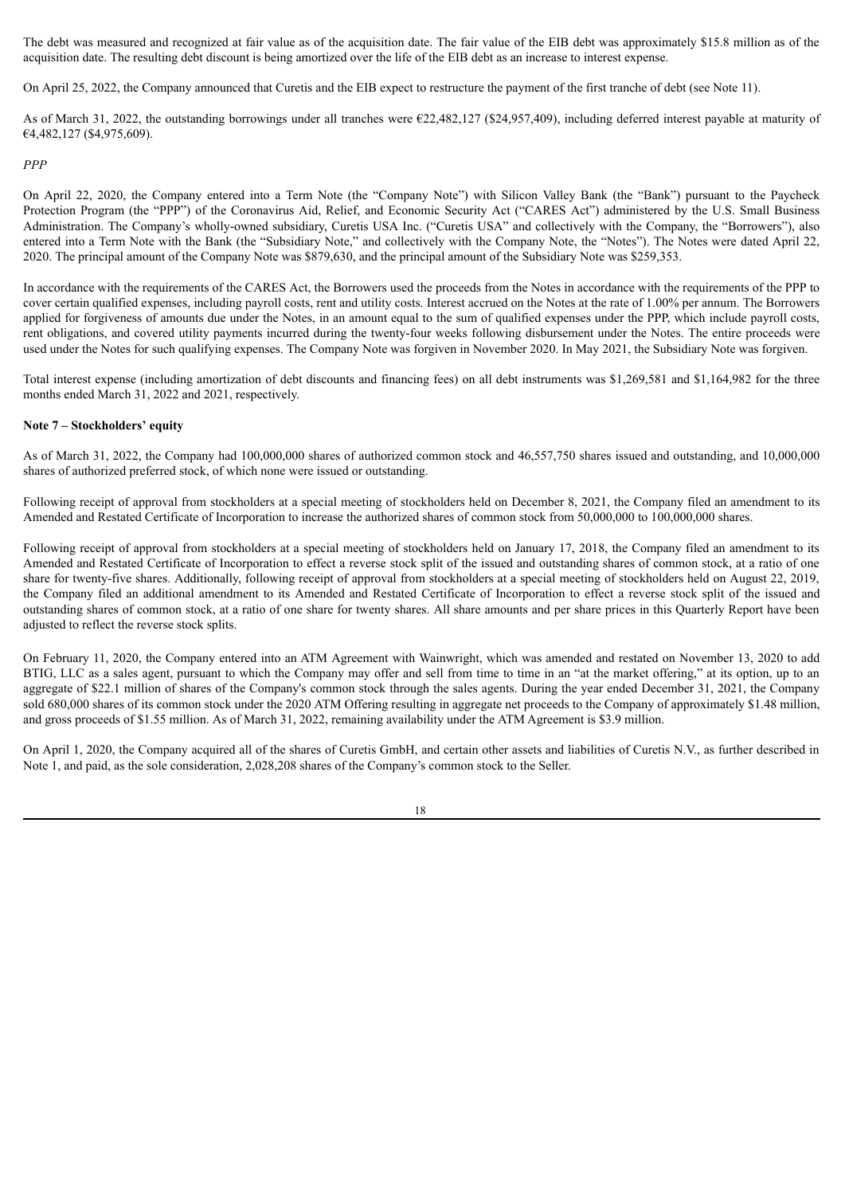The debt was measured and recognized at fair value as of the acquisition date. The fair value of the EIB debt was approximately $15.8 million as of the acquisition date. The resulting debt discount is being amortized over the life of the EIB debt as an increase to interest expense.

On April 25, 2022, the Company announced that Curetis and the EIB expect to restructure the payment of the first tranche of debt (see Note 11).

As of March 31, 2022, the outstanding borrowings under all tranches were €22,482,127 ($24,957,409), including deferred interest payable at maturity of €4,482,127 ($4,975,609).

*PPP*

On April 22, 2020, the Company entered into a Term Note (the "Company Note") with Silicon Valley Bank (the "Bank") pursuant to the Paycheck Protection Program (the "PPP") of the Coronavirus Aid, Relief, and Economic Security Act ("CARES Act") administered by the U.S. Small Business Administration. The Company's wholly-owned subsidiary, Curetis USA Inc. ("Curetis USA" and collectively with the Company, the "Borrowers"), also entered into a Term Note with the Bank (the "Subsidiary Note," and collectively with the Company Note, the "Notes"). The Notes were dated April 22, 2020. The principal amount of the Company Note was $879,630, and the principal amount of the Subsidiary Note was $259,353.

In accordance with the requirements of the CARES Act, the Borrowers used the proceeds from the Notes in accordance with the requirements of the PPP to cover certain qualified expenses, including payroll costs, rent and utility costs. Interest accrued on the Notes at the rate of 1.00% per annum. The Borrowers applied for forgiveness of amounts due under the Notes, in an amount equal to the sum of qualified expenses under the PPP, which include payroll costs, rent obligations, and covered utility payments incurred during the twenty-four weeks following disbursement under the Notes. The entire proceeds were used under the Notes for such qualifying expenses. The Company Note was forgiven in November 2020. In May 2021, the Subsidiary Note was forgiven.

Total interest expense (including amortization of debt discounts and financing fees) on all debt instruments was $1,269,581 and $1,164,982 for the three months ended March 31, 2022 and 2021, respectively.

**Note 7 – Stockholders' equity**

As of March 31, 2022, the Company had 100,000,000 shares of authorized common stock and 46,557,750 shares issued and outstanding, and 10,000,000 shares of authorized preferred stock, of which none were issued or outstanding.

Following receipt of approval from stockholders at a special meeting of stockholders held on December 8, 2021, the Company filed an amendment to its Amended and Restated Certificate of Incorporation to increase the authorized shares of common stock from 50,000,000 to 100,000,000 shares.

Following receipt of approval from stockholders at a special meeting of stockholders held on January 17, 2018, the Company filed an amendment to its Amended and Restated Certificate of Incorporation to effect a reverse stock split of the issued and outstanding shares of common stock, at a ratio of one share for twenty-five shares. Additionally, following receipt of approval from stockholders at a special meeting of stockholders held on August 22, 2019, the Company filed an additional amendment to its Amended and Restated Certificate of Incorporation to effect a reverse stock split of the issued and outstanding shares of common stock, at a ratio of one share for twenty shares. All share amounts and per share prices in this Quarterly Report have been adjusted to reflect the reverse stock splits.

On February 11, 2020, the Company entered into an ATM Agreement with Wainwright, which was amended and restated on November 13, 2020 to add BTIG, LLC as a sales agent, pursuant to which the Company may offer and sell from time to time in an "at the market offering," at its option, up to an aggregate of $22.1 million of shares of the Company's common stock through the sales agents. During the year ended December 31, 2021, the Company sold 680,000 shares of its common stock under the 2020 ATM Offering resulting in aggregate net proceeds to the Company of approximately $1.48 million, and gross proceeds of $1.55 million. As of March 31, 2022, remaining availability under the ATM Agreement is $3.9 million.

On April 1, 2020, the Company acquired all of the shares of Curetis GmbH, and certain other assets and liabilities of Curetis N.V., as further described in Note 1, and paid, as the sole consideration, 2,028,208 shares of the Company's common stock to the Seller.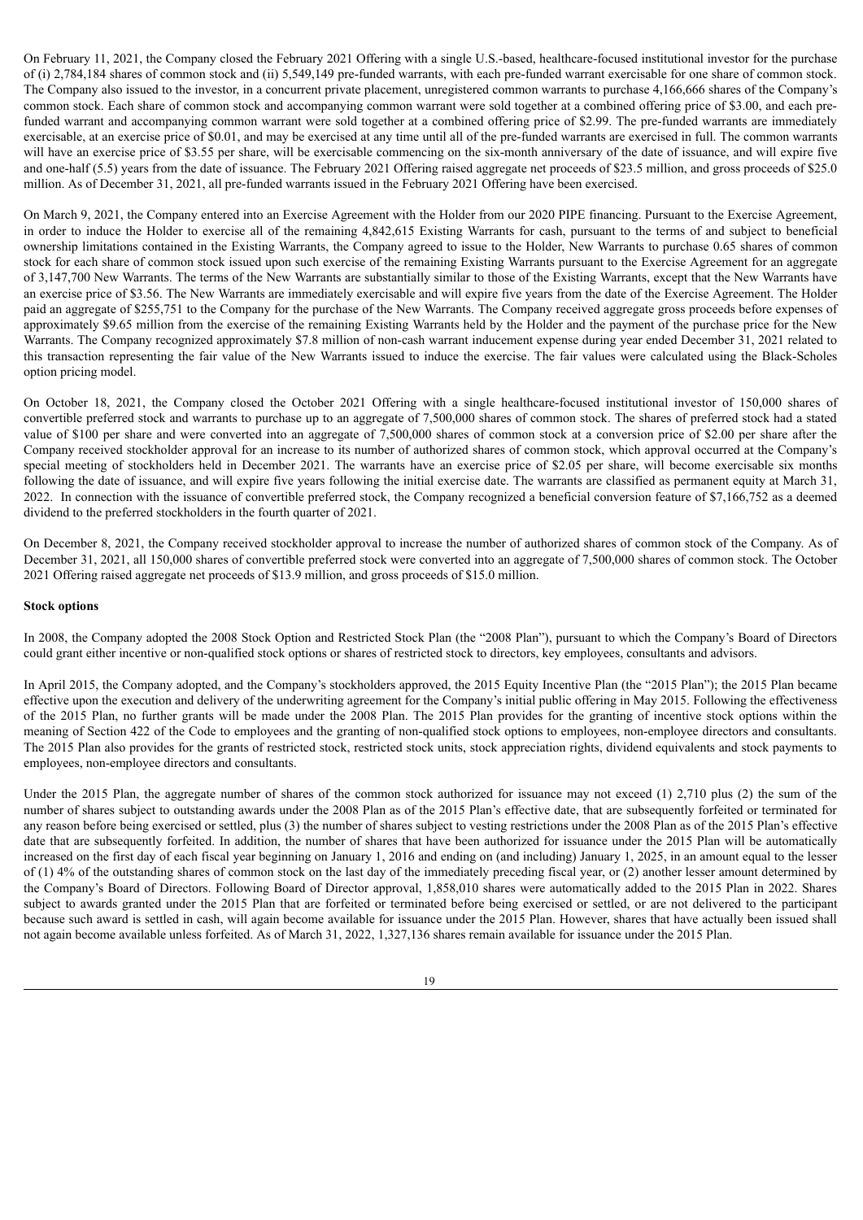On February 11, 2021, the Company closed the February 2021 Offering with a single U.S.-based, healthcare-focused institutional investor for the purchase of (i) 2,784,184 shares of common stock and (ii) 5,549,149 pre-funded warrants, with each pre-funded warrant exercisable for one share of common stock. The Company also issued to the investor, in a concurrent private placement, unregistered common warrants to purchase 4,166,666 shares of the Company's common stock. Each share of common stock and accompanying common warrant were sold together at a combined offering price of $3.00, and each pre-funded warrant and accompanying common warrant were sold together at a combined offering price of $2.99. The pre-funded warrants are immediately exercisable, at an exercise price of $0.01, and may be exercised at any time until all of the pre-funded warrants are exercised in full. The common warrants will have an exercise price of $3.55 per share, will be exercisable commencing on the six-month anniversary of the date of issuance, and will expire five and one-half (5.5) years from the date of issuance. The February 2021 Offering raised aggregate net proceeds of $23.5 million, and gross proceeds of $25.0 million. As of December 31, 2021, all pre-funded warrants issued in the February 2021 Offering have been exercised.

On March 9, 2021, the Company entered into an Exercise Agreement with the Holder from our 2020 PIPE financing. Pursuant to the Exercise Agreement, in order to induce the Holder to exercise all of the remaining 4,842,615 Existing Warrants for cash, pursuant to the terms of and subject to beneficial ownership limitations contained in the Existing Warrants, the Company agreed to issue to the Holder, New Warrants to purchase 0.65 shares of common stock for each share of common stock issued upon such exercise of the remaining Existing Warrants pursuant to the Exercise Agreement for an aggregate of 3,147,700 New Warrants. The terms of the New Warrants are substantially similar to those of the Existing Warrants, except that the New Warrants have an exercise price of $3.56. The New Warrants are immediately exercisable and will expire five years from the date of the Exercise Agreement. The Holder paid an aggregate of $255,751 to the Company for the purchase of the New Warrants. The Company received aggregate gross proceeds before expenses of approximately $9.65 million from the exercise of the remaining Existing Warrants held by the Holder and the payment of the purchase price for the New Warrants. The Company recognized approximately $7.8 million of non-cash warrant inducement expense during year ended December 31, 2021 related to this transaction representing the fair value of the New Warrants issued to induce the exercise. The fair values were calculated using the Black-Scholes option pricing model.

On October 18, 2021, the Company closed the October 2021 Offering with a single healthcare-focused institutional investor of 150,000 shares of convertible preferred stock and warrants to purchase up to an aggregate of 7,500,000 shares of common stock. The shares of preferred stock had a stated value of $100 per share and were converted into an aggregate of 7,500,000 shares of common stock at a conversion price of $2.00 per share after the Company received stockholder approval for an increase to its number of authorized shares of common stock, which approval occurred at the Company's special meeting of stockholders held in December 2021. The warrants have an exercise price of $2.05 per share, will become exercisable six months following the date of issuance, and will expire five years following the initial exercise date. The warrants are classified as permanent equity at March 31, 2022. In connection with the issuance of convertible preferred stock, the Company recognized a beneficial conversion feature of $7,166,752 as a deemed dividend to the preferred stockholders in the fourth quarter of 2021.

On December 8, 2021, the Company received stockholder approval to increase the number of authorized shares of common stock of the Company. As of December 31, 2021, all 150,000 shares of convertible preferred stock were converted into an aggregate of 7,500,000 shares of common stock. The October 2021 Offering raised aggregate net proceeds of $13.9 million, and gross proceeds of $15.0 million.

**Stock options**

In 2008, the Company adopted the 2008 Stock Option and Restricted Stock Plan (the "2008 Plan"), pursuant to which the Company's Board of Directors could grant either incentive or non-qualified stock options or shares of restricted stock to directors, key employees, consultants and advisors.

In April 2015, the Company adopted, and the Company's stockholders approved, the 2015 Equity Incentive Plan (the "2015 Plan"); the 2015 Plan became effective upon the execution and delivery of the underwriting agreement for the Company's initial public offering in May 2015. Following the effectiveness of the 2015 Plan, no further grants will be made under the 2008 Plan. The 2015 Plan provides for the granting of incentive stock options within the meaning of Section 422 of the Code to employees and the granting of non-qualified stock options to employees, non-employee directors and consultants. The 2015 Plan also provides for the grants of restricted stock, restricted stock units, stock appreciation rights, dividend equivalents and stock payments to employees, non-employee directors and consultants.

Under the 2015 Plan, the aggregate number of shares of the common stock authorized for issuance may not exceed (1) 2,710 plus (2) the sum of the number of shares subject to outstanding awards under the 2008 Plan as of the 2015 Plan's effective date, that are subsequently forfeited or terminated for any reason before being exercised or settled, plus (3) the number of shares subject to vesting restrictions under the 2008 Plan as of the 2015 Plan's effective date that are subsequently forfeited. In addition, the number of shares that have been authorized for issuance under the 2015 Plan will be automatically increased on the first day of each fiscal year beginning on January 1, 2016 and ending on (and including) January 1, 2025, in an amount equal to the lesser of (1) 4% of the outstanding shares of common stock on the last day of the immediately preceding fiscal year, or (2) another lesser amount determined by the Company's Board of Directors. Following Board of Director approval, 1,858,010 shares were automatically added to the 2015 Plan in 2022. Shares subject to awards granted under the 2015 Plan that are forfeited or terminated before being exercised or settled, or are not delivered to the participant because such award is settled in cash, will again become available for issuance under the 2015 Plan. However, shares that have actually been issued shall not again become available unless forfeited. As of March 31, 2022, 1,327,136 shares remain available for issuance under the 2015 Plan.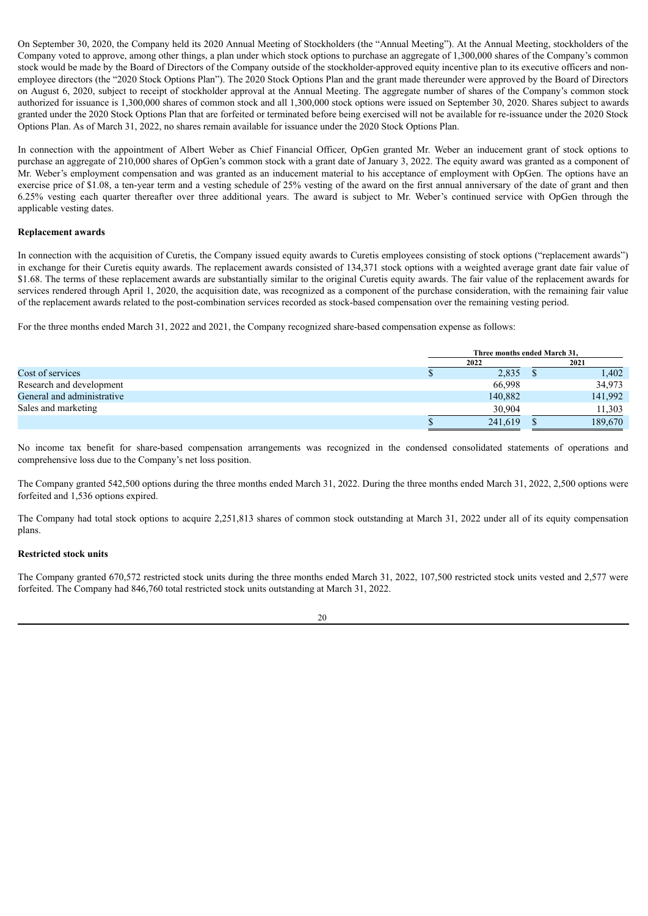On September 30, 2020, the Company held its 2020 Annual Meeting of Stockholders (the "Annual Meeting"). At the Annual Meeting, stockholders of the Company voted to approve, among other things, a plan under which stock options to purchase an aggregate of 1,300,000 shares of the Company's common stock would be made by the Board of Directors of the Company outside of the stockholder-approved equity incentive plan to its executive officers and non-employee directors (the "2020 Stock Options Plan"). The 2020 Stock Options Plan and the grant made thereunder were approved by the Board of Directors on August 6, 2020, subject to receipt of stockholder approval at the Annual Meeting. The aggregate number of shares of the Company's common stock authorized for issuance is 1,300,000 shares of common stock and all 1,300,000 stock options were issued on September 30, 2020. Shares subject to awards granted under the 2020 Stock Options Plan that are forfeited or terminated before being exercised will not be available for re-issuance under the 2020 Stock Options Plan. As of March 31, 2022, no shares remain available for issuance under the 2020 Stock Options Plan.

In connection with the appointment of Albert Weber as Chief Financial Officer, OpGen granted Mr. Weber an inducement grant of stock options to purchase an aggregate of 210,000 shares of OpGen's common stock with a grant date of January 3, 2022. The equity award was granted as a component of Mr. Weber's employment compensation and was granted as an inducement material to his acceptance of employment with OpGen. The options have an exercise price of $1.08, a ten-year term and a vesting schedule of 25% vesting of the award on the first annual anniversary of the date of grant and then 6.25% vesting each quarter thereafter over three additional years. The award is subject to Mr. Weber's continued service with OpGen through the applicable vesting dates.

**Replacement awards**

In connection with the acquisition of Curetis, the Company issued equity awards to Curetis employees consisting of stock options ("replacement awards") in exchange for their Curetis equity awards. The replacement awards consisted of 134,371 stock options with a weighted average grant date fair value of $1.68. The terms of these replacement awards are substantially similar to the original Curetis equity awards. The fair value of the replacement awards for services rendered through April 1, 2020, the acquisition date, was recognized as a component of the purchase consideration, with the remaining fair value of the replacement awards related to the post-combination services recorded as stock-based compensation over the remaining vesting period.

For the three months ended March 31, 2022 and 2021, the Company recognized share-based compensation expense as follows:

| | Three months ended March 31, | |
|---|---|---|
| | 2022 | 2021 |
| Cost of services | $ 2,835 | $ 1,402 |
| Research and development | 66,998 | 34,973 |
| General and administrative | 140,882 | 141,992 |
| Sales and marketing | 30,904 | 11,303 |
| | $ 241,619 | $ 189,670 |

No income tax benefit for share-based compensation arrangements was recognized in the condensed consolidated statements of operations and comprehensive loss due to the Company's net loss position.

The Company granted 542,500 options during the three months ended March 31, 2022. During the three months ended March 31, 2022, 2,500 options were forfeited and 1,536 options expired.

The Company had total stock options to acquire 2,251,813 shares of common stock outstanding at March 31, 2022 under all of its equity compensation plans.

**Restricted stock units**

The Company granted 670,572 restricted stock units during the three months ended March 31, 2022, 107,500 restricted stock units vested and 2,577 were forfeited. The Company had 846,760 total restricted stock units outstanding at March 31, 2022.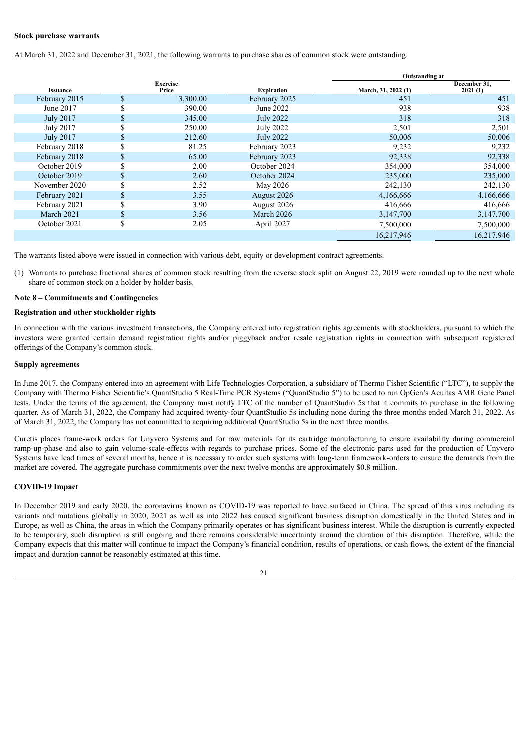**Stock purchase warrants**

At March 31, 2022 and December 31, 2021, the following warrants to purchase shares of common stock were outstanding:

| Issuance | Exercise Price | Expiration | Outstanding at March, 31, 2022 (1) | Outstanding at December 31, 2021 (1) |
|---|---|---|---|---|
| February 2015 | $ 3,300.00 | February 2025 | 451 | 451 |
| June 2017 | $ 390.00 | June 2022 | 938 | 938 |
| July 2017 | $ 345.00 | July 2022 | 318 | 318 |
| July 2017 | $ 250.00 | July 2022 | 2,501 | 2,501 |
| July 2017 | $ 212.60 | July 2022 | 50,006 | 50,006 |
| February 2018 | $ 81.25 | February 2023 | 9,232 | 9,232 |
| February 2018 | $ 65.00 | February 2023 | 92,338 | 92,338 |
| October 2019 | $ 2.00 | October 2024 | 354,000 | 354,000 |
| October 2019 | $ 2.60 | October 2024 | 235,000 | 235,000 |
| November 2020 | $ 2.52 | May 2026 | 242,130 | 242,130 |
| February 2021 | $ 3.55 | August 2026 | 4,166,666 | 4,166,666 |
| February 2021 | $ 3.90 | August 2026 | 416,666 | 416,666 |
| March 2021 | $ 3.56 | March 2026 | 3,147,700 | 3,147,700 |
| October 2021 | $ 2.05 | April 2027 | 7,500,000 | 7,500,000 |
| | | | 16,217,946 | 16,217,946 |

The warrants listed above were issued in connection with various debt, equity or development contract agreements.

(1) Warrants to purchase fractional shares of common stock resulting from the reverse stock split on August 22, 2019 were rounded up to the next whole share of common stock on a holder by holder basis.

**Note 8 – Commitments and Contingencies**

**Registration and other stockholder rights**

In connection with the various investment transactions, the Company entered into registration rights agreements with stockholders, pursuant to which the investors were granted certain demand registration rights and/or piggyback and/or resale registration rights in connection with subsequent registered offerings of the Company's common stock.

**Supply agreements**

In June 2017, the Company entered into an agreement with Life Technologies Corporation, a subsidiary of Thermo Fisher Scientific ("LTC"), to supply the Company with Thermo Fisher Scientific's QuantStudio 5 Real-Time PCR Systems ("QuantStudio 5") to be used to run OpGen's Acuitas AMR Gene Panel tests. Under the terms of the agreement, the Company must notify LTC of the number of QuantStudio 5s that it commits to purchase in the following quarter. As of March 31, 2022, the Company had acquired twenty-four QuantStudio 5s including none during the three months ended March 31, 2022. As of March 31, 2022, the Company has not committed to acquiring additional QuantStudio 5s in the next three months.

Curetis places frame-work orders for Unyvero Systems and for raw materials for its cartridge manufacturing to ensure availability during commercial ramp-up-phase and also to gain volume-scale-effects with regards to purchase prices. Some of the electronic parts used for the production of Unyvero Systems have lead times of several months, hence it is necessary to order such systems with long-term framework-orders to ensure the demands from the market are covered. The aggregate purchase commitments over the next twelve months are approximately $0.8 million.

**COVID-19 Impact**

In December 2019 and early 2020, the coronavirus known as COVID-19 was reported to have surfaced in China. The spread of this virus including its variants and mutations globally in 2020, 2021 as well as into 2022 has caused significant business disruption domestically in the United States and in Europe, as well as China, the areas in which the Company primarily operates or has significant business interest. While the disruption is currently expected to be temporary, such disruption is still ongoing and there remains considerable uncertainty around the duration of this disruption. Therefore, while the Company expects that this matter will continue to impact the Company's financial condition, results of operations, or cash flows, the extent of the financial impact and duration cannot be reasonably estimated at this time.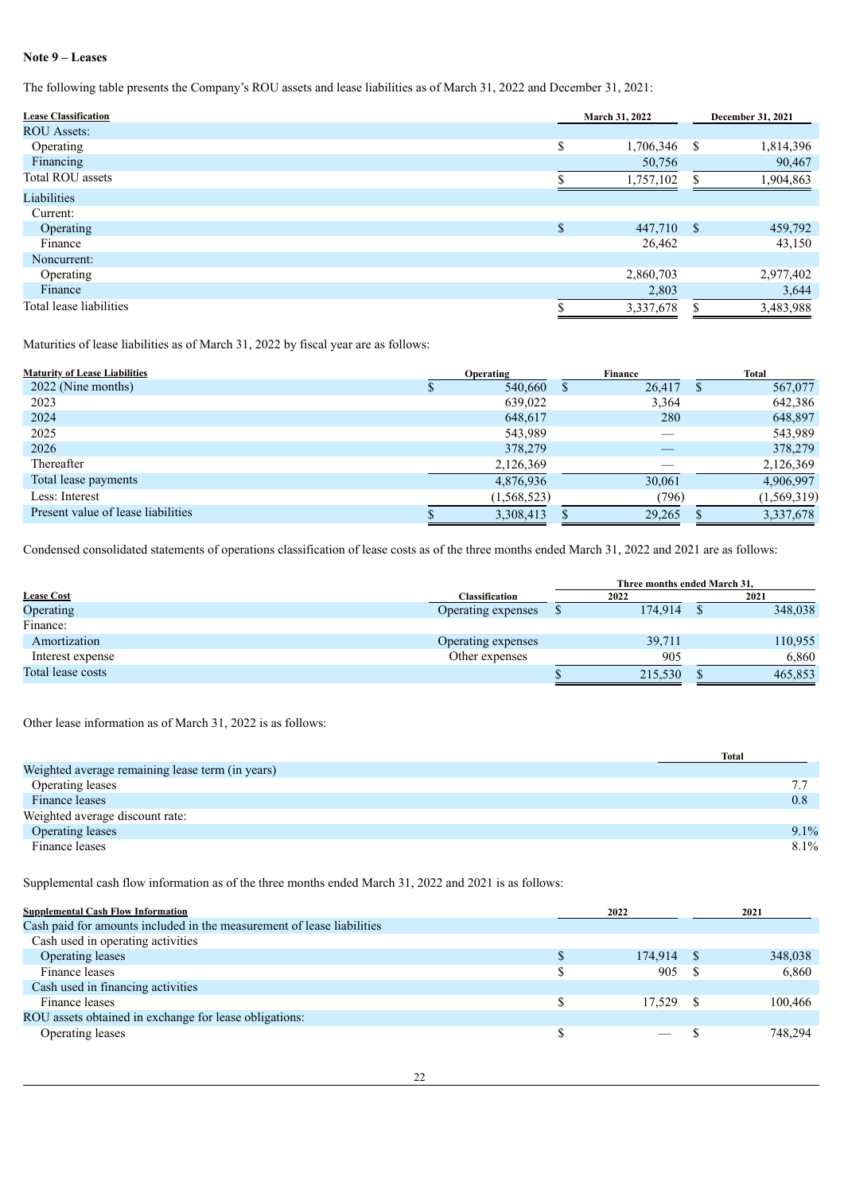**Note 9 – Leases**

The following table presents the Company's ROU assets and lease liabilities as of March 31, 2022 and December 31, 2021:

| Lease Classification | March 31, 2022 | December 31, 2021 |
|---|---|---|
| ROU Assets: | | |
| Operating | $ 1,706,346 | $ 1,814,396 |
| Financing | 50,756 | 90,467 |
| Total ROU assets | $ 1,757,102 | $ 1,904,863 |
| Liabilities | | |
| Current: | | |
| Operating | $ 447,710 | $ 459,792 |
| Finance | 26,462 | 43,150 |
| Noncurrent: | | |
| Operating | 2,860,703 | 2,977,402 |
| Finance | 2,803 | 3,644 |
| Total lease liabilities | $ 3,337,678 | $ 3,483,988 |

Maturities of lease liabilities as of March 31, 2022 by fiscal year are as follows:

| Maturity of Lease Liabilities | Operating | Finance | Total |
|---|---|---|---|
| 2022 (Nine months) | $ 540,660 | $ 26,417 | $ 567,077 |
| 2023 | 639,022 | 3,364 | 642,386 |
| 2024 | 648,617 | 280 | 648,897 |
| 2025 | 543,989 | — | 543,989 |
| 2026 | 378,279 | — | 378,279 |
| Thereafter | 2,126,369 | — | 2,126,369 |
| Total lease payments | 4,876,936 | 30,061 | 4,906,997 |
| Less: Interest | (1,568,523) | (796) | (1,569,319) |
| Present value of lease liabilities | $ 3,308,413 | $ 29,265 | $ 3,337,678 |

Condensed consolidated statements of operations classification of lease costs as of the three months ended March 31, 2022 and 2021 are as follows:

| | | Three months ended March 31, | |
|---|---|---|---|
| Lease Cost | Classification | 2022 | 2021 |
| Operating | Operating expenses | $ 174,914 | $ 348,038 |
| Finance: | | | |
| Amortization | Operating expenses | 39,711 | 110,955 |
| Interest expense | Other expenses | 905 | 6,860 |
| Total lease costs | | $ 215,530 | $ 465,853 |

Other lease information as of March 31, 2022 is as follows:

| | Total |
|---|---|
| Weighted average remaining lease term (in years) | |
| Operating leases | 7.7 |
| Finance leases | 0.8 |
| Weighted average discount rate: | |
| Operating leases | 9.1% |
| Finance leases | 8.1% |

Supplemental cash flow information as of the three months ended March 31, 2022 and 2021 is as follows:

| Supplemental Cash Flow Information | 2022 | 2021 |
|---|---|---|
| Cash paid for amounts included in the measurement of lease liabilities | | |
| Cash used in operating activities | | |
| Operating leases | $ 174,914 | $ 348,038 |
| Finance leases | $ 905 | $ 6,860 |
| Cash used in financing activities | | |
| Finance leases | $ 17,529 | $ 100,466 |
| ROU assets obtained in exchange for lease obligations: | | |
| Operating leases | $ — | $ 748,294 |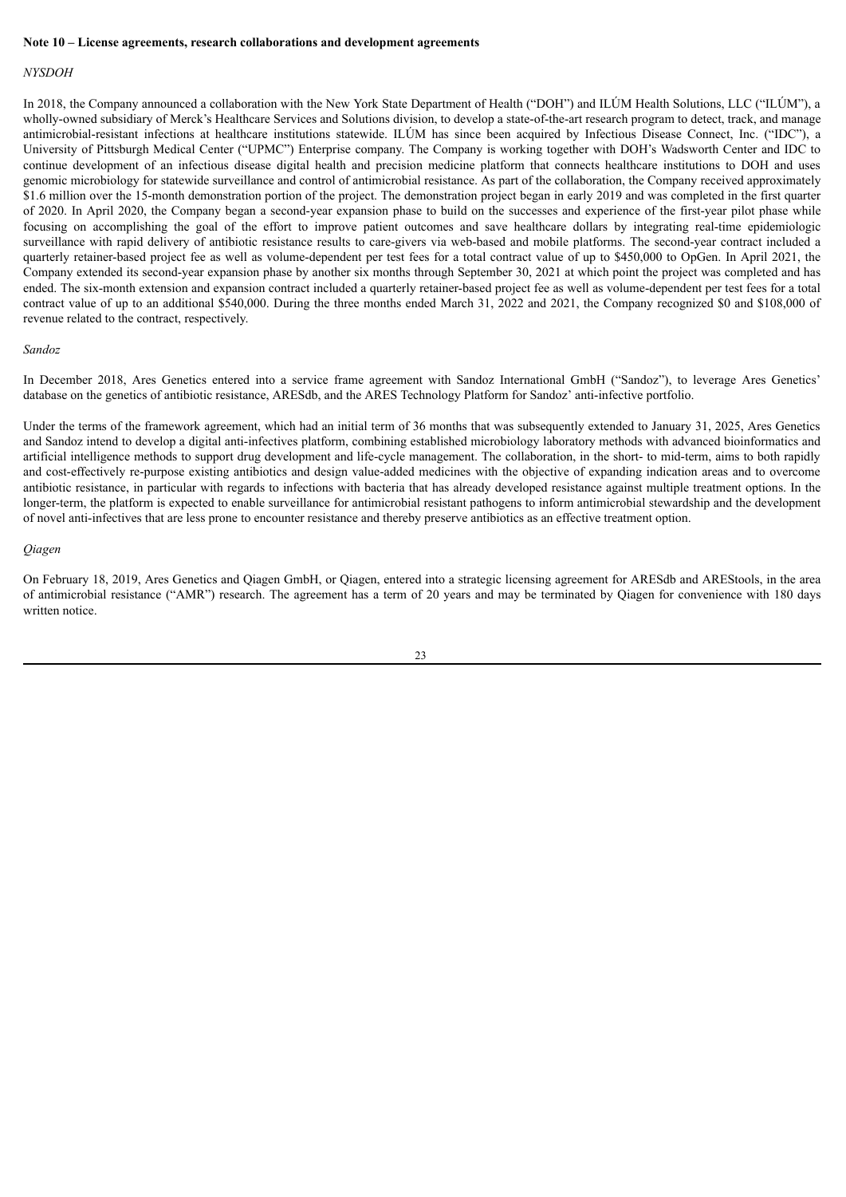**Note 10 – License agreements, research collaborations and development agreements**

*NYSDOH*

In 2018, the Company announced a collaboration with the New York State Department of Health ("DOH") and ILÚM Health Solutions, LLC ("ILÚM"), a wholly-owned subsidiary of Merck's Healthcare Services and Solutions division, to develop a state-of-the-art research program to detect, track, and manage antimicrobial-resistant infections at healthcare institutions statewide. ILÚM has since been acquired by Infectious Disease Connect, Inc. ("IDC"), a University of Pittsburgh Medical Center ("UPMC") Enterprise company. The Company is working together with DOH's Wadsworth Center and IDC to continue development of an infectious disease digital health and precision medicine platform that connects healthcare institutions to DOH and uses genomic microbiology for statewide surveillance and control of antimicrobial resistance. As part of the collaboration, the Company received approximately $1.6 million over the 15-month demonstration portion of the project. The demonstration project began in early 2019 and was completed in the first quarter of 2020. In April 2020, the Company began a second-year expansion phase to build on the successes and experience of the first-year pilot phase while focusing on accomplishing the goal of the effort to improve patient outcomes and save healthcare dollars by integrating real-time epidemiologic surveillance with rapid delivery of antibiotic resistance results to care-givers via web-based and mobile platforms. The second-year contract included a quarterly retainer-based project fee as well as volume-dependent per test fees for a total contract value of up to $450,000 to OpGen. In April 2021, the Company extended its second-year expansion phase by another six months through September 30, 2021 at which point the project was completed and has ended. The six-month extension and expansion contract included a quarterly retainer-based project fee as well as volume-dependent per test fees for a total contract value of up to an additional $540,000. During the three months ended March 31, 2022 and 2021, the Company recognized $0 and $108,000 of revenue related to the contract, respectively.

*Sandoz*

In December 2018, Ares Genetics entered into a service frame agreement with Sandoz International GmbH ("Sandoz"), to leverage Ares Genetics' database on the genetics of antibiotic resistance, ARESdb, and the ARES Technology Platform for Sandoz' anti-infective portfolio.

Under the terms of the framework agreement, which had an initial term of 36 months that was subsequently extended to January 31, 2025, Ares Genetics and Sandoz intend to develop a digital anti-infectives platform, combining established microbiology laboratory methods with advanced bioinformatics and artificial intelligence methods to support drug development and life-cycle management. The collaboration, in the short- to mid-term, aims to both rapidly and cost-effectively re-purpose existing antibiotics and design value-added medicines with the objective of expanding indication areas and to overcome antibiotic resistance, in particular with regards to infections with bacteria that has already developed resistance against multiple treatment options. In the longer-term, the platform is expected to enable surveillance for antimicrobial resistant pathogens to inform antimicrobial stewardship and the development of novel anti-infectives that are less prone to encounter resistance and thereby preserve antibiotics as an effective treatment option.

*Qiagen*

On February 18, 2019, Ares Genetics and Qiagen GmbH, or Qiagen, entered into a strategic licensing agreement for ARESdb and AREStools, in the area of antimicrobial resistance ("AMR") research. The agreement has a term of 20 years and may be terminated by Qiagen for convenience with 180 days written notice.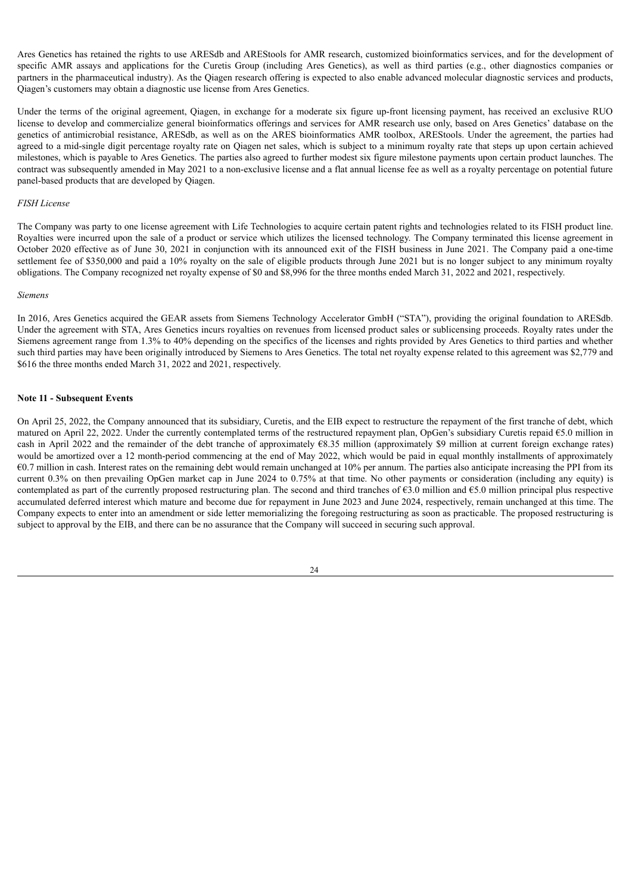Ares Genetics has retained the rights to use ARESdb and AREStools for AMR research, customized bioinformatics services, and for the development of specific AMR assays and applications for the Curetis Group (including Ares Genetics), as well as third parties (e.g., other diagnostics companies or partners in the pharmaceutical industry). As the Qiagen research offering is expected to also enable advanced molecular diagnostic services and products, Qiagen's customers may obtain a diagnostic use license from Ares Genetics.

Under the terms of the original agreement, Qiagen, in exchange for a moderate six figure up-front licensing payment, has received an exclusive RUO license to develop and commercialize general bioinformatics offerings and services for AMR research use only, based on Ares Genetics' database on the genetics of antimicrobial resistance, ARESdb, as well as on the ARES bioinformatics AMR toolbox, AREStools. Under the agreement, the parties had agreed to a mid-single digit percentage royalty rate on Qiagen net sales, which is subject to a minimum royalty rate that steps up upon certain achieved milestones, which is payable to Ares Genetics. The parties also agreed to further modest six figure milestone payments upon certain product launches. The contract was subsequently amended in May 2021 to a non-exclusive license and a flat annual license fee as well as a royalty percentage on potential future panel-based products that are developed by Qiagen.

*FISH License*

The Company was party to one license agreement with Life Technologies to acquire certain patent rights and technologies related to its FISH product line. Royalties were incurred upon the sale of a product or service which utilizes the licensed technology. The Company terminated this license agreement in October 2020 effective as of June 30, 2021 in conjunction with its announced exit of the FISH business in June 2021. The Company paid a one-time settlement fee of $350,000 and paid a 10% royalty on the sale of eligible products through June 2021 but is no longer subject to any minimum royalty obligations. The Company recognized net royalty expense of $0 and $8,996 for the three months ended March 31, 2022 and 2021, respectively.

*Siemens*

In 2016, Ares Genetics acquired the GEAR assets from Siemens Technology Accelerator GmbH ("STA"), providing the original foundation to ARESdb. Under the agreement with STA, Ares Genetics incurs royalties on revenues from licensed product sales or sublicensing proceeds. Royalty rates under the Siemens agreement range from 1.3% to 40% depending on the specifics of the licenses and rights provided by Ares Genetics to third parties and whether such third parties may have been originally introduced by Siemens to Ares Genetics. The total net royalty expense related to this agreement was $2,779 and $616 the three months ended March 31, 2022 and 2021, respectively.

**Note 11 - Subsequent Events**

On April 25, 2022, the Company announced that its subsidiary, Curetis, and the EIB expect to restructure the repayment of the first tranche of debt, which matured on April 22, 2022. Under the currently contemplated terms of the restructured repayment plan, OpGen's subsidiary Curetis repaid €5.0 million in cash in April 2022 and the remainder of the debt tranche of approximately €8.35 million (approximately $9 million at current foreign exchange rates) would be amortized over a 12 month-period commencing at the end of May 2022, which would be paid in equal monthly installments of approximately €0.7 million in cash. Interest rates on the remaining debt would remain unchanged at 10% per annum. The parties also anticipate increasing the PPI from its current 0.3% on then prevailing OpGen market cap in June 2024 to 0.75% at that time. No other payments or consideration (including any equity) is contemplated as part of the currently proposed restructuring plan. The second and third tranches of €3.0 million and €5.0 million principal plus respective accumulated deferred interest which mature and become due for repayment in June 2023 and June 2024, respectively, remain unchanged at this time. The Company expects to enter into an amendment or side letter memorializing the foregoing restructuring as soon as practicable. The proposed restructuring is subject to approval by the EIB, and there can be no assurance that the Company will succeed in securing such approval.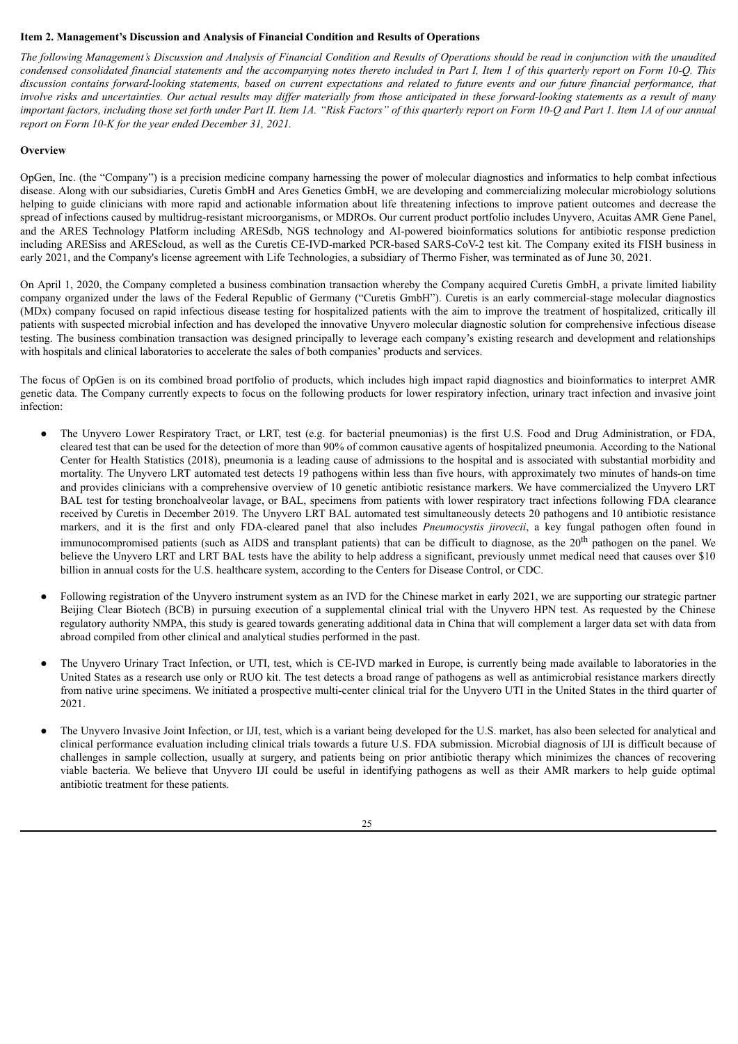**Item 2. Management's Discussion and Analysis of Financial Condition and Results of Operations**

*The following Management's Discussion and Analysis of Financial Condition and Results of Operations should be read in conjunction with the unaudited condensed consolidated financial statements and the accompanying notes thereto included in Part I, Item 1 of this quarterly report on Form 10-Q. This discussion contains forward-looking statements, based on current expectations and related to future events and our future financial performance, that involve risks and uncertainties. Our actual results may differ materially from those anticipated in these forward-looking statements as a result of many important factors, including those set forth under Part II. Item 1A. "Risk Factors" of this quarterly report on Form 10-Q and Part 1. Item 1A of our annual report on Form 10-K for the year ended December 31, 2021.*

**Overview**

OpGen, Inc. (the "Company") is a precision medicine company harnessing the power of molecular diagnostics and informatics to help combat infectious disease. Along with our subsidiaries, Curetis GmbH and Ares Genetics GmbH, we are developing and commercializing molecular microbiology solutions helping to guide clinicians with more rapid and actionable information about life threatening infections to improve patient outcomes and decrease the spread of infections caused by multidrug-resistant microorganisms, or MDROs. Our current product portfolio includes Unyvero, Acuitas AMR Gene Panel, and the ARES Technology Platform including ARESdb, NGS technology and AI-powered bioinformatics solutions for antibiotic response prediction including ARESiss and AREScloud, as well as the Curetis CE-IVD-marked PCR-based SARS-CoV-2 test kit. The Company exited its FISH business in early 2021, and the Company's license agreement with Life Technologies, a subsidiary of Thermo Fisher, was terminated as of June 30, 2021.

On April 1, 2020, the Company completed a business combination transaction whereby the Company acquired Curetis GmbH, a private limited liability company organized under the laws of the Federal Republic of Germany ("Curetis GmbH"). Curetis is an early commercial-stage molecular diagnostics (MDx) company focused on rapid infectious disease testing for hospitalized patients with the aim to improve the treatment of hospitalized, critically ill patients with suspected microbial infection and has developed the innovative Unyvero molecular diagnostic solution for comprehensive infectious disease testing. The business combination transaction was designed principally to leverage each company's existing research and development and relationships with hospitals and clinical laboratories to accelerate the sales of both companies' products and services.

The focus of OpGen is on its combined broad portfolio of products, which includes high impact rapid diagnostics and bioinformatics to interpret AMR genetic data. The Company currently expects to focus on the following products for lower respiratory infection, urinary tract infection and invasive joint infection:

- The Unyvero Lower Respiratory Tract, or LRT, test (e.g. for bacterial pneumonias) is the first U.S. Food and Drug Administration, or FDA, cleared test that can be used for the detection of more than 90% of common causative agents of hospitalized pneumonia. According to the National Center for Health Statistics (2018), pneumonia is a leading cause of admissions to the hospital and is associated with substantial morbidity and mortality. The Unyvero LRT automated test detects 19 pathogens within less than five hours, with approximately two minutes of hands-on time and provides clinicians with a comprehensive overview of 10 genetic antibiotic resistance markers. We have commercialized the Unyvero LRT BAL test for testing bronchoalveolar lavage, or BAL, specimens from patients with lower respiratory tract infections following FDA clearance received by Curetis in December 2019. The Unyvero LRT BAL automated test simultaneously detects 20 pathogens and 10 antibiotic resistance markers, and it is the first and only FDA-cleared panel that also includes *Pneumocystis jirovecii*, a key fungal pathogen often found in immunocompromised patients (such as AIDS and transplant patients) that can be difficult to diagnose, as the 20th pathogen on the panel. We believe the Unyvero LRT and LRT BAL tests have the ability to help address a significant, previously unmet medical need that causes over $10 billion in annual costs for the U.S. healthcare system, according to the Centers for Disease Control, or CDC.
- Following registration of the Unyvero instrument system as an IVD for the Chinese market in early 2021, we are supporting our strategic partner Beijing Clear Biotech (BCB) in pursuing execution of a supplemental clinical trial with the Unyvero HPN test. As requested by the Chinese regulatory authority NMPA, this study is geared towards generating additional data in China that will complement a larger data set with data from abroad compiled from other clinical and analytical studies performed in the past.
- The Unyvero Urinary Tract Infection, or UTI, test, which is CE-IVD marked in Europe, is currently being made available to laboratories in the United States as a research use only or RUO kit. The test detects a broad range of pathogens as well as antimicrobial resistance markers directly from native urine specimens. We initiated a prospective multi-center clinical trial for the Unyvero UTI in the United States in the third quarter of 2021.
- The Unyvero Invasive Joint Infection, or IJI, test, which is a variant being developed for the U.S. market, has also been selected for analytical and clinical performance evaluation including clinical trials towards a future U.S. FDA submission. Microbial diagnosis of IJI is difficult because of challenges in sample collection, usually at surgery, and patients being on prior antibiotic therapy which minimizes the chances of recovering viable bacteria. We believe that Unyvero IJI could be useful in identifying pathogens as well as their AMR markers to help guide optimal antibiotic treatment for these patients.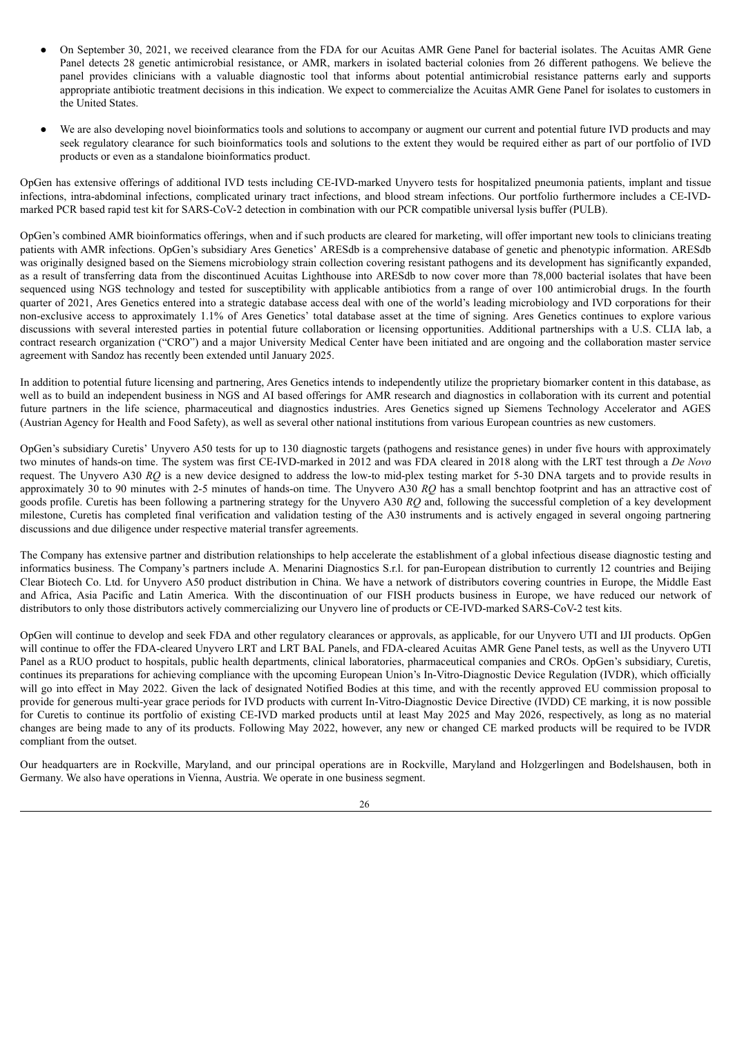- On September 30, 2021, we received clearance from the FDA for our Acuitas AMR Gene Panel for bacterial isolates. The Acuitas AMR Gene Panel detects 28 genetic antimicrobial resistance, or AMR, markers in isolated bacterial colonies from 26 different pathogens. We believe the panel provides clinicians with a valuable diagnostic tool that informs about potential antimicrobial resistance patterns early and supports appropriate antibiotic treatment decisions in this indication. We expect to commercialize the Acuitas AMR Gene Panel for isolates to customers in the United States.
- We are also developing novel bioinformatics tools and solutions to accompany or augment our current and potential future IVD products and may seek regulatory clearance for such bioinformatics tools and solutions to the extent they would be required either as part of our portfolio of IVD products or even as a standalone bioinformatics product.

OpGen has extensive offerings of additional IVD tests including CE-IVD-marked Unyvero tests for hospitalized pneumonia patients, implant and tissue infections, intra-abdominal infections, complicated urinary tract infections, and blood stream infections. Our portfolio furthermore includes a CE-IVD-marked PCR based rapid test kit for SARS-CoV-2 detection in combination with our PCR compatible universal lysis buffer (PULB).

OpGen's combined AMR bioinformatics offerings, when and if such products are cleared for marketing, will offer important new tools to clinicians treating patients with AMR infections. OpGen's subsidiary Ares Genetics' ARESdb is a comprehensive database of genetic and phenotypic information. ARESdb was originally designed based on the Siemens microbiology strain collection covering resistant pathogens and its development has significantly expanded, as a result of transferring data from the discontinued Acuitas Lighthouse into ARESdb to now cover more than 78,000 bacterial isolates that have been sequenced using NGS technology and tested for susceptibility with applicable antibiotics from a range of over 100 antimicrobial drugs. In the fourth quarter of 2021, Ares Genetics entered into a strategic database access deal with one of the world's leading microbiology and IVD corporations for their non-exclusive access to approximately 1.1% of Ares Genetics' total database asset at the time of signing. Ares Genetics continues to explore various discussions with several interested parties in potential future collaboration or licensing opportunities. Additional partnerships with a U.S. CLIA lab, a contract research organization ("CRO") and a major University Medical Center have been initiated and are ongoing and the collaboration master service agreement with Sandoz has recently been extended until January 2025.

In addition to potential future licensing and partnering, Ares Genetics intends to independently utilize the proprietary biomarker content in this database, as well as to build an independent business in NGS and AI based offerings for AMR research and diagnostics in collaboration with its current and potential future partners in the life science, pharmaceutical and diagnostics industries. Ares Genetics signed up Siemens Technology Accelerator and AGES (Austrian Agency for Health and Food Safety), as well as several other national institutions from various European countries as new customers.

OpGen's subsidiary Curetis' Unyvero A50 tests for up to 130 diagnostic targets (pathogens and resistance genes) in under five hours with approximately two minutes of hands-on time. The system was first CE-IVD-marked in 2012 and was FDA cleared in 2018 along with the LRT test through a *De Novo* request. The Unyvero A30 *RQ* is a new device designed to address the low-to mid-plex testing market for 5-30 DNA targets and to provide results in approximately 30 to 90 minutes with 2-5 minutes of hands-on time. The Unyvero A30 *RQ* has a small benchtop footprint and has an attractive cost of goods profile. Curetis has been following a partnering strategy for the Unyvero A30 *RQ* and, following the successful completion of a key development milestone, Curetis has completed final verification and validation testing of the A30 instruments and is actively engaged in several ongoing partnering discussions and due diligence under respective material transfer agreements.

The Company has extensive partner and distribution relationships to help accelerate the establishment of a global infectious disease diagnostic testing and informatics business. The Company's partners include A. Menarini Diagnostics S.r.l. for pan-European distribution to currently 12 countries and Beijing Clear Biotech Co. Ltd. for Unyvero A50 product distribution in China. We have a network of distributors covering countries in Europe, the Middle East and Africa, Asia Pacific and Latin America. With the discontinuation of our FISH products business in Europe, we have reduced our network of distributors to only those distributors actively commercializing our Unyvero line of products or CE-IVD-marked SARS-CoV-2 test kits.

OpGen will continue to develop and seek FDA and other regulatory clearances or approvals, as applicable, for our Unyvero UTI and IJI products. OpGen will continue to offer the FDA-cleared Unyvero LRT and LRT BAL Panels, and FDA-cleared Acuitas AMR Gene Panel tests, as well as the Unyvero UTI Panel as a RUO product to hospitals, public health departments, clinical laboratories, pharmaceutical companies and CROs. OpGen's subsidiary, Curetis, continues its preparations for achieving compliance with the upcoming European Union's In-Vitro-Diagnostic Device Regulation (IVDR), which officially will go into effect in May 2022. Given the lack of designated Notified Bodies at this time, and with the recently approved EU commission proposal to provide for generous multi-year grace periods for IVD products with current In-Vitro-Diagnostic Device Directive (IVDD) CE marking, it is now possible for Curetis to continue its portfolio of existing CE-IVD marked products until at least May 2025 and May 2026, respectively, as long as no material changes are being made to any of its products. Following May 2022, however, any new or changed CE marked products will be required to be IVDR compliant from the outset.

Our headquarters are in Rockville, Maryland, and our principal operations are in Rockville, Maryland and Holzgerlingen and Bodelshausen, both in Germany. We also have operations in Vienna, Austria. We operate in one business segment.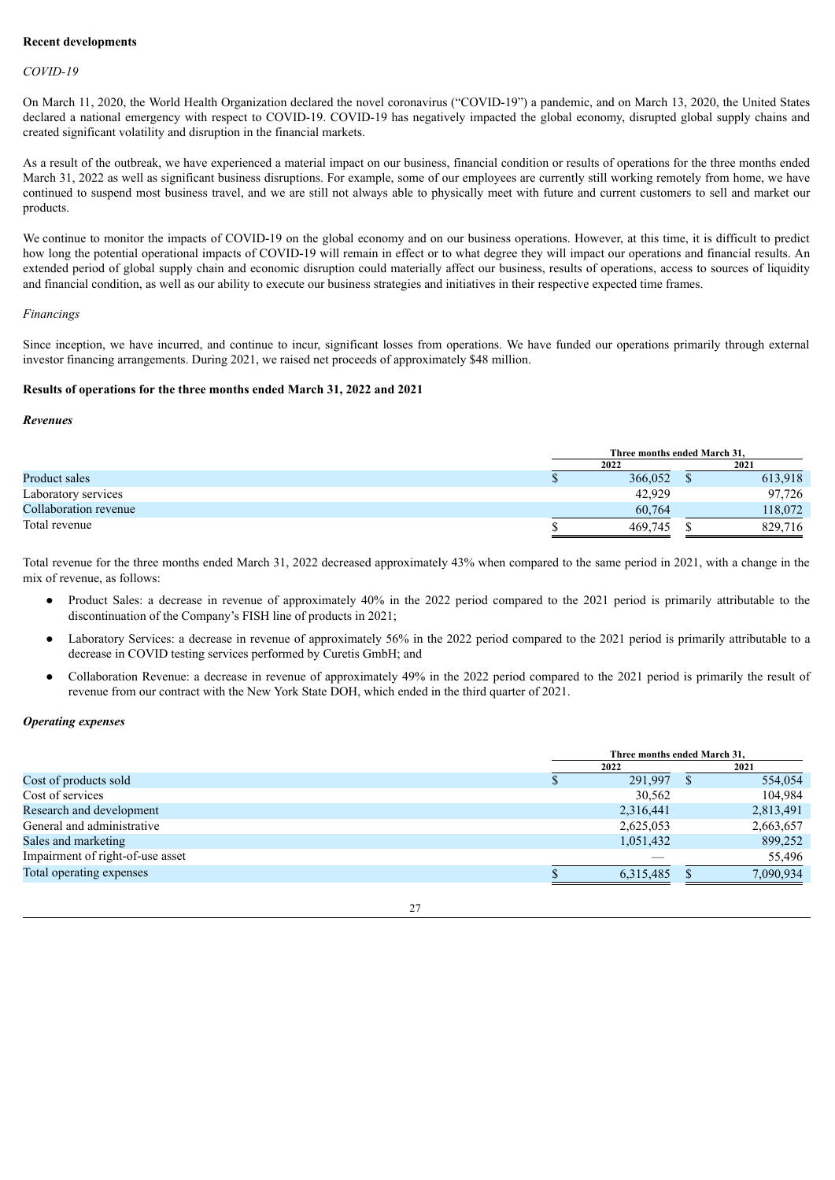**Recent developments**

*COVID-19*

On March 11, 2020, the World Health Organization declared the novel coronavirus ("COVID-19") a pandemic, and on March 13, 2020, the United States declared a national emergency with respect to COVID-19. COVID-19 has negatively impacted the global economy, disrupted global supply chains and created significant volatility and disruption in the financial markets.

As a result of the outbreak, we have experienced a material impact on our business, financial condition or results of operations for the three months ended March 31, 2022 as well as significant business disruptions. For example, some of our employees are currently still working remotely from home, we have continued to suspend most business travel, and we are still not always able to physically meet with future and current customers to sell and market our products.

We continue to monitor the impacts of COVID-19 on the global economy and on our business operations. However, at this time, it is difficult to predict how long the potential operational impacts of COVID-19 will remain in effect or to what degree they will impact our operations and financial results. An extended period of global supply chain and economic disruption could materially affect our business, results of operations, access to sources of liquidity and financial condition, as well as our ability to execute our business strategies and initiatives in their respective expected time frames.

*Financings*

Since inception, we have incurred, and continue to incur, significant losses from operations. We have funded our operations primarily through external investor financing arrangements. During 2021, we raised net proceeds of approximately $48 million.

**Results of operations for the three months ended March 31, 2022 and 2021**

***Revenues***

| | Three months ended March 31, | |
|---|---|---|
| | 2022 | 2021 |
| Product sales | $ 366,052 | $ 613,918 |
| Laboratory services | 42,929 | 97,726 |
| Collaboration revenue | 60,764 | 118,072 |
| Total revenue | $ 469,745 | $ 829,716 |

Total revenue for the three months ended March 31, 2022 decreased approximately 43% when compared to the same period in 2021, with a change in the mix of revenue, as follows:

- Product Sales: a decrease in revenue of approximately 40% in the 2022 period compared to the 2021 period is primarily attributable to the discontinuation of the Company's FISH line of products in 2021;
- Laboratory Services: a decrease in revenue of approximately 56% in the 2022 period compared to the 2021 period is primarily attributable to a decrease in COVID testing services performed by Curetis GmbH; and
- Collaboration Revenue: a decrease in revenue of approximately 49% in the 2022 period compared to the 2021 period is primarily the result of revenue from our contract with the New York State DOH, which ended in the third quarter of 2021.

***Operating expenses***

| | Three months ended March 31, | |
|---|---|---|
| | 2022 | 2021 |
| Cost of products sold | $ 291,997 | $ 554,054 |
| Cost of services | 30,562 | 104,984 |
| Research and development | 2,316,441 | 2,813,491 |
| General and administrative | 2,625,053 | 2,663,657 |
| Sales and marketing | 1,051,432 | 899,252 |
| Impairment of right-of-use asset | — | 55,496 |
| Total operating expenses | $ 6,315,485 | $ 7,090,934 |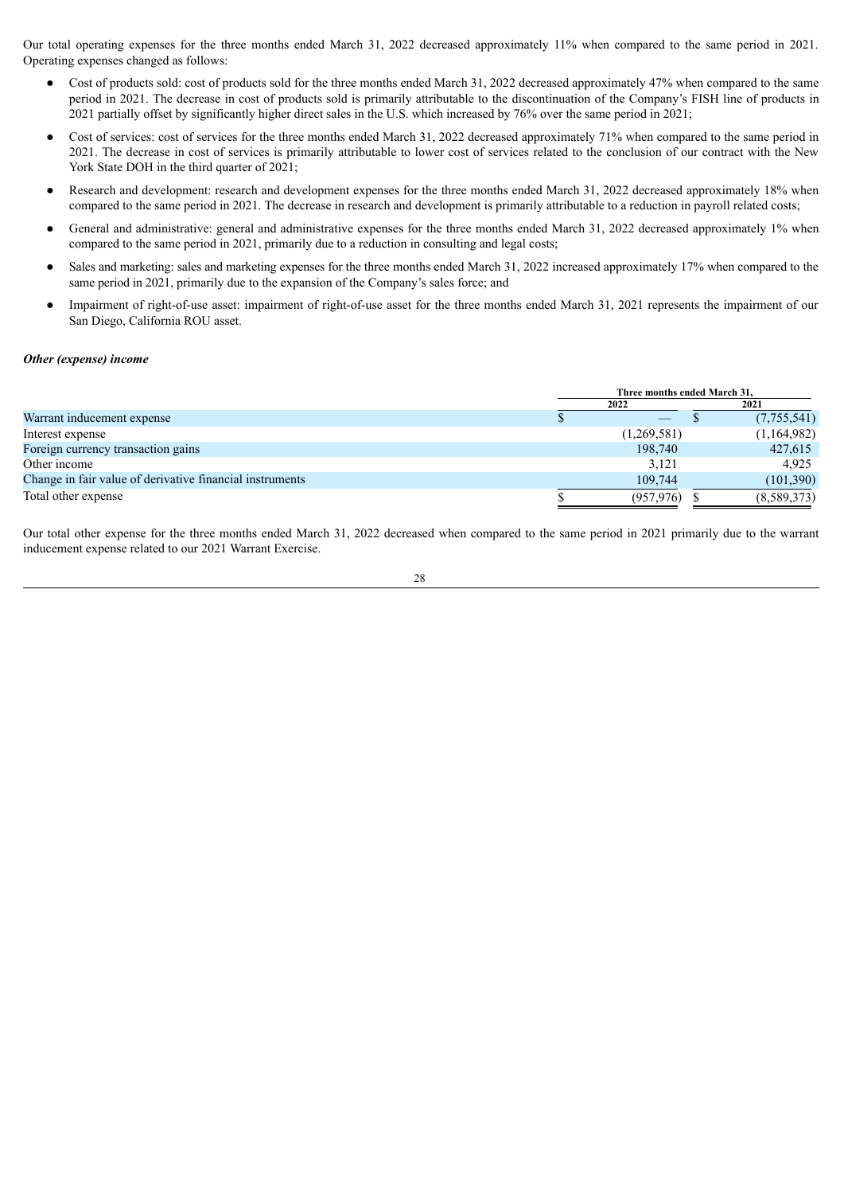Our total operating expenses for the three months ended March 31, 2022 decreased approximately 11% when compared to the same period in 2021. Operating expenses changed as follows:

- Cost of products sold: cost of products sold for the three months ended March 31, 2022 decreased approximately 47% when compared to the same period in 2021. The decrease in cost of products sold is primarily attributable to the discontinuation of the Company's FISH line of products in 2021 partially offset by significantly higher direct sales in the U.S. which increased by 76% over the same period in 2021;
- Cost of services: cost of services for the three months ended March 31, 2022 decreased approximately 71% when compared to the same period in 2021. The decrease in cost of services is primarily attributable to lower cost of services related to the conclusion of our contract with the New York State DOH in the third quarter of 2021;
- Research and development: research and development expenses for the three months ended March 31, 2022 decreased approximately 18% when compared to the same period in 2021. The decrease in research and development is primarily attributable to a reduction in payroll related costs;
- General and administrative: general and administrative expenses for the three months ended March 31, 2022 decreased approximately 1% when compared to the same period in 2021, primarily due to a reduction in consulting and legal costs;
- Sales and marketing: sales and marketing expenses for the three months ended March 31, 2022 increased approximately 17% when compared to the same period in 2021, primarily due to the expansion of the Company's sales force; and
- Impairment of right-of-use asset: impairment of right-of-use asset for the three months ended March 31, 2021 represents the impairment of our San Diego, California ROU asset.

***Other (expense) income***

| | Three months ended March 31, | |
|---|---|---|
| | 2022 | 2021 |
| Warrant inducement expense | $ — | $ (7,755,541) |
| Interest expense | (1,269,581) | (1,164,982) |
| Foreign currency transaction gains | 198,740 | 427,615 |
| Other income | 3,121 | 4,925 |
| Change in fair value of derivative financial instruments | 109,744 | (101,390) |
| Total other expense | $ (957,976) | $ (8,589,373) |

Our total other expense for the three months ended March 31, 2022 decreased when compared to the same period in 2021 primarily due to the warrant inducement expense related to our 2021 Warrant Exercise.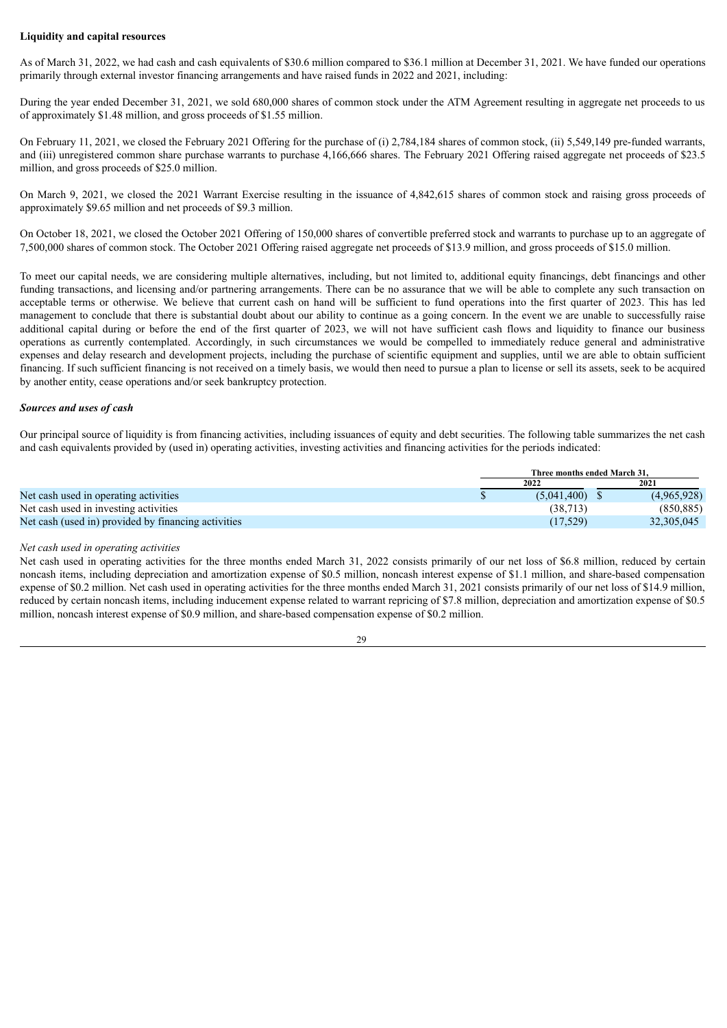**Liquidity and capital resources**

As of March 31, 2022, we had cash and cash equivalents of $30.6 million compared to $36.1 million at December 31, 2021. We have funded our operations primarily through external investor financing arrangements and have raised funds in 2022 and 2021, including:

During the year ended December 31, 2021, we sold 680,000 shares of common stock under the ATM Agreement resulting in aggregate net proceeds to us of approximately $1.48 million, and gross proceeds of $1.55 million.

On February 11, 2021, we closed the February 2021 Offering for the purchase of (i) 2,784,184 shares of common stock, (ii) 5,549,149 pre-funded warrants, and (iii) unregistered common share purchase warrants to purchase 4,166,666 shares. The February 2021 Offering raised aggregate net proceeds of $23.5 million, and gross proceeds of $25.0 million.

On March 9, 2021, we closed the 2021 Warrant Exercise resulting in the issuance of 4,842,615 shares of common stock and raising gross proceeds of approximately $9.65 million and net proceeds of $9.3 million.

On October 18, 2021, we closed the October 2021 Offering of 150,000 shares of convertible preferred stock and warrants to purchase up to an aggregate of 7,500,000 shares of common stock. The October 2021 Offering raised aggregate net proceeds of $13.9 million, and gross proceeds of $15.0 million.

To meet our capital needs, we are considering multiple alternatives, including, but not limited to, additional equity financings, debt financings and other funding transactions, and licensing and/or partnering arrangements. There can be no assurance that we will be able to complete any such transaction on acceptable terms or otherwise. We believe that current cash on hand will be sufficient to fund operations into the first quarter of 2023. This has led management to conclude that there is substantial doubt about our ability to continue as a going concern. In the event we are unable to successfully raise additional capital during or before the end of the first quarter of 2023, we will not have sufficient cash flows and liquidity to finance our business operations as currently contemplated. Accordingly, in such circumstances we would be compelled to immediately reduce general and administrative expenses and delay research and development projects, including the purchase of scientific equipment and supplies, until we are able to obtain sufficient financing. If such sufficient financing is not received on a timely basis, we would then need to pursue a plan to license or sell its assets, seek to be acquired by another entity, cease operations and/or seek bankruptcy protection.

***Sources and uses of cash***

Our principal source of liquidity is from financing activities, including issuances of equity and debt securities. The following table summarizes the net cash and cash equivalents provided by (used in) operating activities, investing activities and financing activities for the periods indicated:

| | Three months ended March 31, | |
|---|---|---|
| | 2022 | 2021 |
| Net cash used in operating activities | $ (5,041,400) | $ (4,965,928) |
| Net cash used in investing activities | (38,713) | (850,885) |
| Net cash (used in) provided by financing activities | (17,529) | 32,305,045 |

*Net cash used in operating activities*

Net cash used in operating activities for the three months ended March 31, 2022 consists primarily of our net loss of $6.8 million, reduced by certain noncash items, including depreciation and amortization expense of $0.5 million, noncash interest expense of $1.1 million, and share-based compensation expense of $0.2 million. Net cash used in operating activities for the three months ended March 31, 2021 consists primarily of our net loss of $14.9 million, reduced by certain noncash items, including inducement expense related to warrant repricing of $7.8 million, depreciation and amortization expense of $0.5 million, noncash interest expense of $0.9 million, and share-based compensation expense of $0.2 million.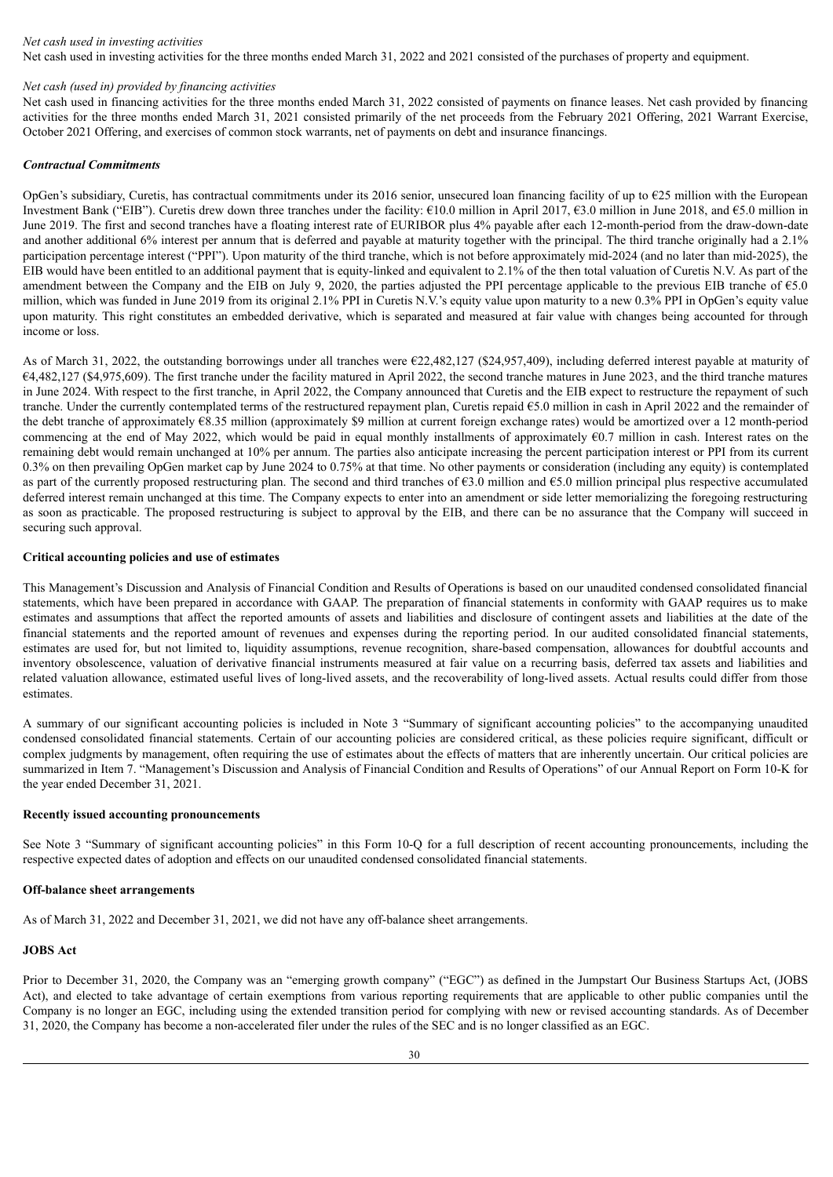*Net cash used in investing activities*

Net cash used in investing activities for the three months ended March 31, 2022 and 2021 consisted of the purchases of property and equipment.

*Net cash (used in) provided by financing activities*

Net cash used in financing activities for the three months ended March 31, 2022 consisted of payments on finance leases. Net cash provided by financing activities for the three months ended March 31, 2021 consisted primarily of the net proceeds from the February 2021 Offering, 2021 Warrant Exercise, October 2021 Offering, and exercises of common stock warrants, net of payments on debt and insurance financings.

***Contractual Commitments***

OpGen's subsidiary, Curetis, has contractual commitments under its 2016 senior, unsecured loan financing facility of up to €25 million with the European Investment Bank ("EIB"). Curetis drew down three tranches under the facility: €10.0 million in April 2017, €3.0 million in June 2018, and €5.0 million in June 2019. The first and second tranches have a floating interest rate of EURIBOR plus 4% payable after each 12-month-period from the draw-down-date and another additional 6% interest per annum that is deferred and payable at maturity together with the principal. The third tranche originally had a 2.1% participation percentage interest ("PPI"). Upon maturity of the third tranche, which is not before approximately mid-2024 (and no later than mid-2025), the EIB would have been entitled to an additional payment that is equity-linked and equivalent to 2.1% of the then total valuation of Curetis N.V. As part of the amendment between the Company and the EIB on July 9, 2020, the parties adjusted the PPI percentage applicable to the previous EIB tranche of €5.0 million, which was funded in June 2019 from its original 2.1% PPI in Curetis N.V.'s equity value upon maturity to a new 0.3% PPI in OpGen's equity value upon maturity. This right constitutes an embedded derivative, which is separated and measured at fair value with changes being accounted for through income or loss.

As of March 31, 2022, the outstanding borrowings under all tranches were €22,482,127 ($24,957,409), including deferred interest payable at maturity of €4,482,127 ($4,975,609). The first tranche under the facility matured in April 2022, the second tranche matures in June 2023, and the third tranche matures in June 2024. With respect to the first tranche, in April 2022, the Company announced that Curetis and the EIB expect to restructure the repayment of such tranche. Under the currently contemplated terms of the restructured repayment plan, Curetis repaid €5.0 million in cash in April 2022 and the remainder of the debt tranche of approximately €8.35 million (approximately $9 million at current foreign exchange rates) would be amortized over a 12 month-period commencing at the end of May 2022, which would be paid in equal monthly installments of approximately €0.7 million in cash. Interest rates on the remaining debt would remain unchanged at 10% per annum. The parties also anticipate increasing the percent participation interest or PPI from its current 0.3% on then prevailing OpGen market cap by June 2024 to 0.75% at that time. No other payments or consideration (including any equity) is contemplated as part of the currently proposed restructuring plan. The second and third tranches of €3.0 million and €5.0 million principal plus respective accumulated deferred interest remain unchanged at this time. The Company expects to enter into an amendment or side letter memorializing the foregoing restructuring as soon as practicable. The proposed restructuring is subject to approval by the EIB, and there can be no assurance that the Company will succeed in securing such approval.

**Critical accounting policies and use of estimates**

This Management's Discussion and Analysis of Financial Condition and Results of Operations is based on our unaudited condensed consolidated financial statements, which have been prepared in accordance with GAAP. The preparation of financial statements in conformity with GAAP requires us to make estimates and assumptions that affect the reported amounts of assets and liabilities and disclosure of contingent assets and liabilities at the date of the financial statements and the reported amount of revenues and expenses during the reporting period. In our audited consolidated financial statements, estimates are used for, but not limited to, liquidity assumptions, revenue recognition, share-based compensation, allowances for doubtful accounts and inventory obsolescence, valuation of derivative financial instruments measured at fair value on a recurring basis, deferred tax assets and liabilities and related valuation allowance, estimated useful lives of long-lived assets, and the recoverability of long-lived assets. Actual results could differ from those estimates.

A summary of our significant accounting policies is included in Note 3 "Summary of significant accounting policies" to the accompanying unaudited condensed consolidated financial statements. Certain of our accounting policies are considered critical, as these policies require significant, difficult or complex judgments by management, often requiring the use of estimates about the effects of matters that are inherently uncertain. Our critical policies are summarized in Item 7. "Management's Discussion and Analysis of Financial Condition and Results of Operations" of our Annual Report on Form 10-K for the year ended December 31, 2021.

**Recently issued accounting pronouncements**

See Note 3 "Summary of significant accounting policies" in this Form 10-Q for a full description of recent accounting pronouncements, including the respective expected dates of adoption and effects on our unaudited condensed consolidated financial statements.

**Off-balance sheet arrangements**

As of March 31, 2022 and December 31, 2021, we did not have any off-balance sheet arrangements.

**JOBS Act**

Prior to December 31, 2020, the Company was an "emerging growth company" ("EGC") as defined in the Jumpstart Our Business Startups Act, (JOBS Act), and elected to take advantage of certain exemptions from various reporting requirements that are applicable to other public companies until the Company is no longer an EGC, including using the extended transition period for complying with new or revised accounting standards. As of December 31, 2020, the Company has become a non-accelerated filer under the rules of the SEC and is no longer classified as an EGC.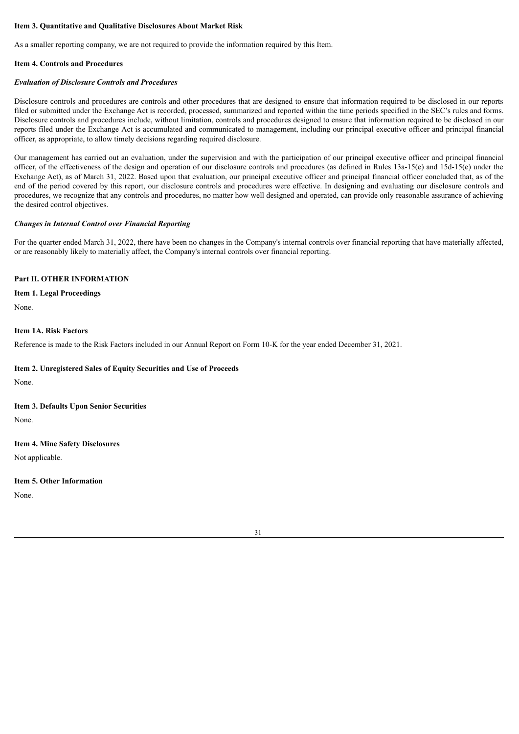**Item 3. Quantitative and Qualitative Disclosures About Market Risk**

As a smaller reporting company, we are not required to provide the information required by this Item.

**Item 4. Controls and Procedures**

***Evaluation of Disclosure Controls and Procedures***

Disclosure controls and procedures are controls and other procedures that are designed to ensure that information required to be disclosed in our reports filed or submitted under the Exchange Act is recorded, processed, summarized and reported within the time periods specified in the SEC's rules and forms. Disclosure controls and procedures include, without limitation, controls and procedures designed to ensure that information required to be disclosed in our reports filed under the Exchange Act is accumulated and communicated to management, including our principal executive officer and principal financial officer, as appropriate, to allow timely decisions regarding required disclosure.

Our management has carried out an evaluation, under the supervision and with the participation of our principal executive officer and principal financial officer, of the effectiveness of the design and operation of our disclosure controls and procedures (as defined in Rules 13a-15(e) and 15d-15(e) under the Exchange Act), as of March 31, 2022. Based upon that evaluation, our principal executive officer and principal financial officer concluded that, as of the end of the period covered by this report, our disclosure controls and procedures were effective. In designing and evaluating our disclosure controls and procedures, we recognize that any controls and procedures, no matter how well designed and operated, can provide only reasonable assurance of achieving the desired control objectives.

***Changes in Internal Control over Financial Reporting***

For the quarter ended March 31, 2022, there have been no changes in the Company's internal controls over financial reporting that have materially affected, or are reasonably likely to materially affect, the Company's internal controls over financial reporting.

## Part II. OTHER INFORMATION

**Item 1. Legal Proceedings**

None.

**Item 1A. Risk Factors**

Reference is made to the Risk Factors included in our Annual Report on Form 10-K for the year ended December 31, 2021.

**Item 2. Unregistered Sales of Equity Securities and Use of Proceeds**

None.

**Item 3. Defaults Upon Senior Securities**

None.

**Item 4. Mine Safety Disclosures**

Not applicable.

**Item 5. Other Information**

None.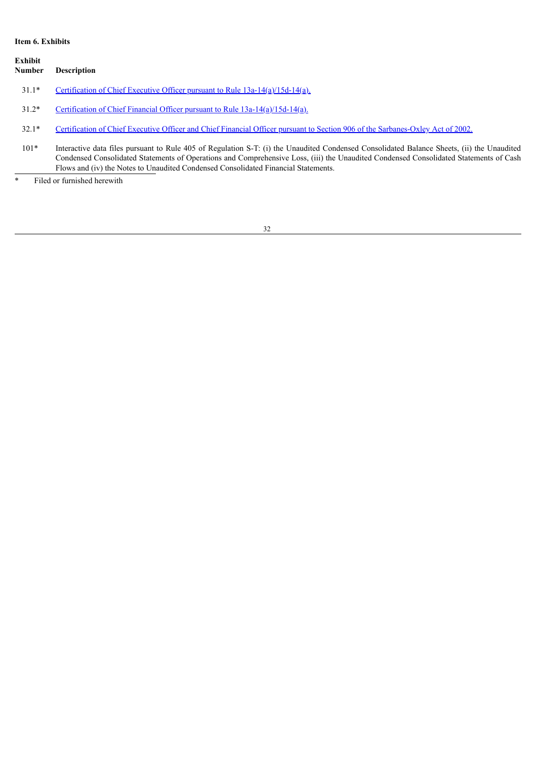**Item 6. Exhibits**

| Exhibit Number | Description |
| --- | --- |
| 31.1* | Certification of Chief Executive Officer pursuant to Rule 13a-14(a)/15d-14(a). |
| 31.2* | Certification of Chief Financial Officer pursuant to Rule 13a-14(a)/15d-14(a). |
| 32.1* | Certification of Chief Executive Officer and Chief Financial Officer pursuant to Section 906 of the Sarbanes-Oxley Act of 2002. |
| 101* | Interactive data files pursuant to Rule 405 of Regulation S-T: (i) the Unaudited Condensed Consolidated Balance Sheets, (ii) the Unaudited Condensed Consolidated Statements of Operations and Comprehensive Loss, (iii) the Unaudited Condensed Consolidated Statements of Cash Flows and (iv) the Notes to Unaudited Condensed Consolidated Financial Statements. |

\* Filed or furnished herewith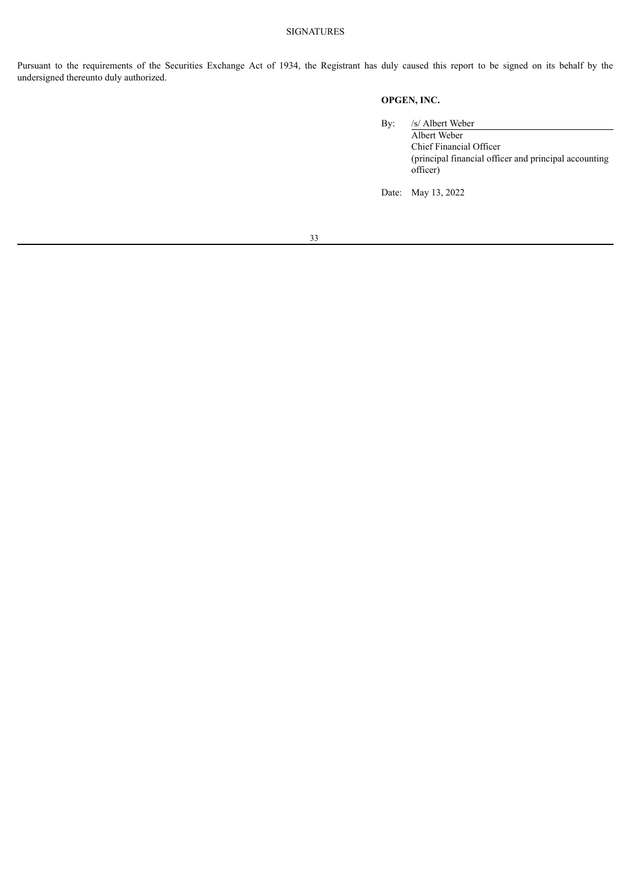# SIGNATURES

Pursuant to the requirements of the Securities Exchange Act of 1934, the Registrant has duly caused this report to be signed on its behalf by the undersigned thereunto duly authorized.

**OPGEN, INC.**

By: /s/ Albert Weber
Albert Weber
Chief Financial Officer
(principal financial officer and principal accounting officer)

Date: May 13, 2022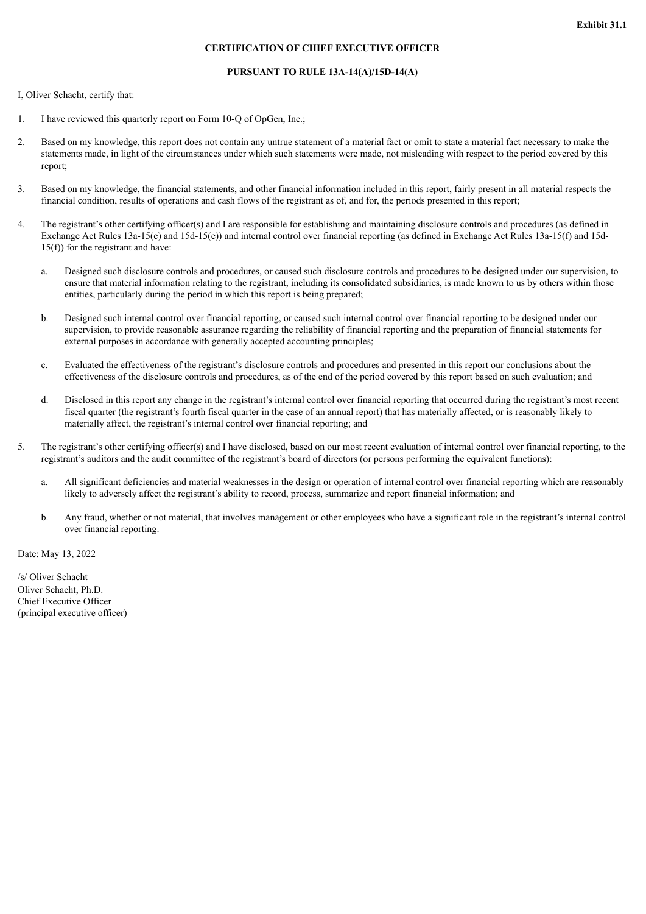**Exhibit 31.1**

**CERTIFICATION OF CHIEF EXECUTIVE OFFICER**

**PURSUANT TO RULE 13A-14(A)/15D-14(A)**

I, Oliver Schacht, certify that:

1. I have reviewed this quarterly report on Form 10-Q of OpGen, Inc.;

2. Based on my knowledge, this report does not contain any untrue statement of a material fact or omit to state a material fact necessary to make the statements made, in light of the circumstances under which such statements were made, not misleading with respect to the period covered by this report;

3. Based on my knowledge, the financial statements, and other financial information included in this report, fairly present in all material respects the financial condition, results of operations and cash flows of the registrant as of, and for, the periods presented in this report;

4. The registrant's other certifying officer(s) and I are responsible for establishing and maintaining disclosure controls and procedures (as defined in Exchange Act Rules 13a-15(e) and 15d-15(e)) and internal control over financial reporting (as defined in Exchange Act Rules 13a-15(f) and 15d-15(f)) for the registrant and have:

   a. Designed such disclosure controls and procedures, or caused such disclosure controls and procedures to be designed under our supervision, to ensure that material information relating to the registrant, including its consolidated subsidiaries, is made known to us by others within those entities, particularly during the period in which this report is being prepared;

   b. Designed such internal control over financial reporting, or caused such internal control over financial reporting to be designed under our supervision, to provide reasonable assurance regarding the reliability of financial reporting and the preparation of financial statements for external purposes in accordance with generally accepted accounting principles;

   c. Evaluated the effectiveness of the registrant's disclosure controls and procedures and presented in this report our conclusions about the effectiveness of the disclosure controls and procedures, as of the end of the period covered by this report based on such evaluation; and

   d. Disclosed in this report any change in the registrant's internal control over financial reporting that occurred during the registrant's most recent fiscal quarter (the registrant's fourth fiscal quarter in the case of an annual report) that has materially affected, or is reasonably likely to materially affect, the registrant's internal control over financial reporting; and

5. The registrant's other certifying officer(s) and I have disclosed, based on our most recent evaluation of internal control over financial reporting, to the registrant's auditors and the audit committee of the registrant's board of directors (or persons performing the equivalent functions):

   a. All significant deficiencies and material weaknesses in the design or operation of internal control over financial reporting which are reasonably likely to adversely affect the registrant's ability to record, process, summarize and report financial information; and

   b. Any fraud, whether or not material, that involves management or other employees who have a significant role in the registrant's internal control over financial reporting.

Date: May 13, 2022

/s/ Oliver Schacht

Oliver Schacht, Ph.D.
Chief Executive Officer
(principal executive officer)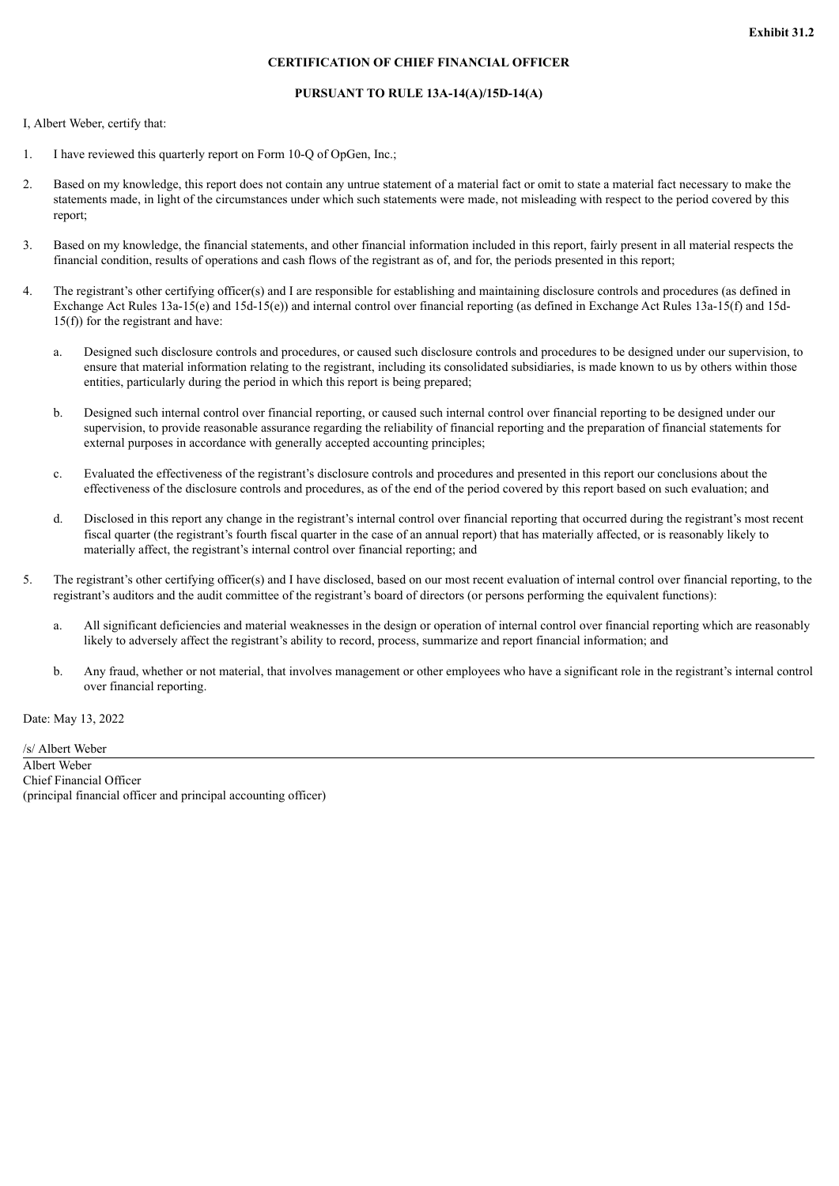**Exhibit 31.2**

**CERTIFICATION OF CHIEF FINANCIAL OFFICER**

**PURSUANT TO RULE 13A-14(A)/15D-14(A)**

I, Albert Weber, certify that:

1. I have reviewed this quarterly report on Form 10-Q of OpGen, Inc.;

2. Based on my knowledge, this report does not contain any untrue statement of a material fact or omit to state a material fact necessary to make the statements made, in light of the circumstances under which such statements were made, not misleading with respect to the period covered by this report;

3. Based on my knowledge, the financial statements, and other financial information included in this report, fairly present in all material respects the financial condition, results of operations and cash flows of the registrant as of, and for, the periods presented in this report;

4. The registrant's other certifying officer(s) and I are responsible for establishing and maintaining disclosure controls and procedures (as defined in Exchange Act Rules 13a-15(e) and 15d-15(e)) and internal control over financial reporting (as defined in Exchange Act Rules 13a-15(f) and 15d-15(f)) for the registrant and have:

   a. Designed such disclosure controls and procedures, or caused such disclosure controls and procedures to be designed under our supervision, to ensure that material information relating to the registrant, including its consolidated subsidiaries, is made known to us by others within those entities, particularly during the period in which this report is being prepared;

   b. Designed such internal control over financial reporting, or caused such internal control over financial reporting to be designed under our supervision, to provide reasonable assurance regarding the reliability of financial reporting and the preparation of financial statements for external purposes in accordance with generally accepted accounting principles;

   c. Evaluated the effectiveness of the registrant's disclosure controls and procedures and presented in this report our conclusions about the effectiveness of the disclosure controls and procedures, as of the end of the period covered by this report based on such evaluation; and

   d. Disclosed in this report any change in the registrant's internal control over financial reporting that occurred during the registrant's most recent fiscal quarter (the registrant's fourth fiscal quarter in the case of an annual report) that has materially affected, or is reasonably likely to materially affect, the registrant's internal control over financial reporting; and

5. The registrant's other certifying officer(s) and I have disclosed, based on our most recent evaluation of internal control over financial reporting, to the registrant's auditors and the audit committee of the registrant's board of directors (or persons performing the equivalent functions):

   a. All significant deficiencies and material weaknesses in the design or operation of internal control over financial reporting which are reasonably likely to adversely affect the registrant's ability to record, process, summarize and report financial information; and

   b. Any fraud, whether or not material, that involves management or other employees who have a significant role in the registrant's internal control over financial reporting.

Date: May 13, 2022

/s/ Albert Weber

Albert Weber
Chief Financial Officer
(principal financial officer and principal accounting officer)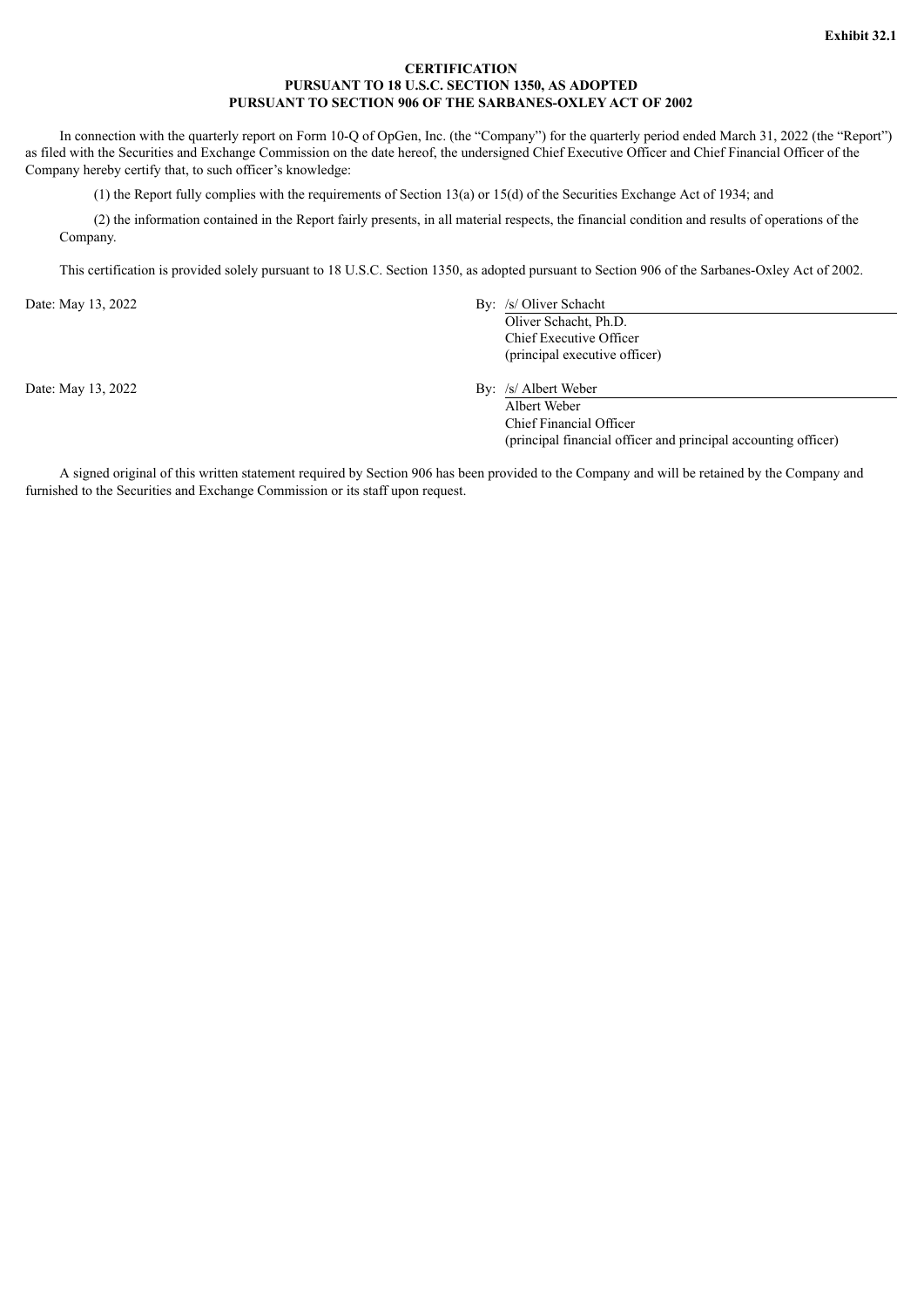**Exhibit 32.1**

**CERTIFICATION**
**PURSUANT TO 18 U.S.C. SECTION 1350, AS ADOPTED**
**PURSUANT TO SECTION 906 OF THE SARBANES-OXLEY ACT OF 2002**

In connection with the quarterly report on Form 10-Q of OpGen, Inc. (the "Company") for the quarterly period ended March 31, 2022 (the "Report") as filed with the Securities and Exchange Commission on the date hereof, the undersigned Chief Executive Officer and Chief Financial Officer of the Company hereby certify that, to such officer's knowledge:

(1) the Report fully complies with the requirements of Section 13(a) or 15(d) of the Securities Exchange Act of 1934; and

(2) the information contained in the Report fairly presents, in all material respects, the financial condition and results of operations of the Company.

This certification is provided solely pursuant to 18 U.S.C. Section 1350, as adopted pursuant to Section 906 of the Sarbanes-Oxley Act of 2002.

Date: May 13, 2022

By: /s/ Oliver Schacht
Oliver Schacht, Ph.D.
Chief Executive Officer
(principal executive officer)

Date: May 13, 2022

By: /s/ Albert Weber
Albert Weber
Chief Financial Officer
(principal financial officer and principal accounting officer)

A signed original of this written statement required by Section 906 has been provided to the Company and will be retained by the Company and furnished to the Securities and Exchange Commission or its staff upon request.